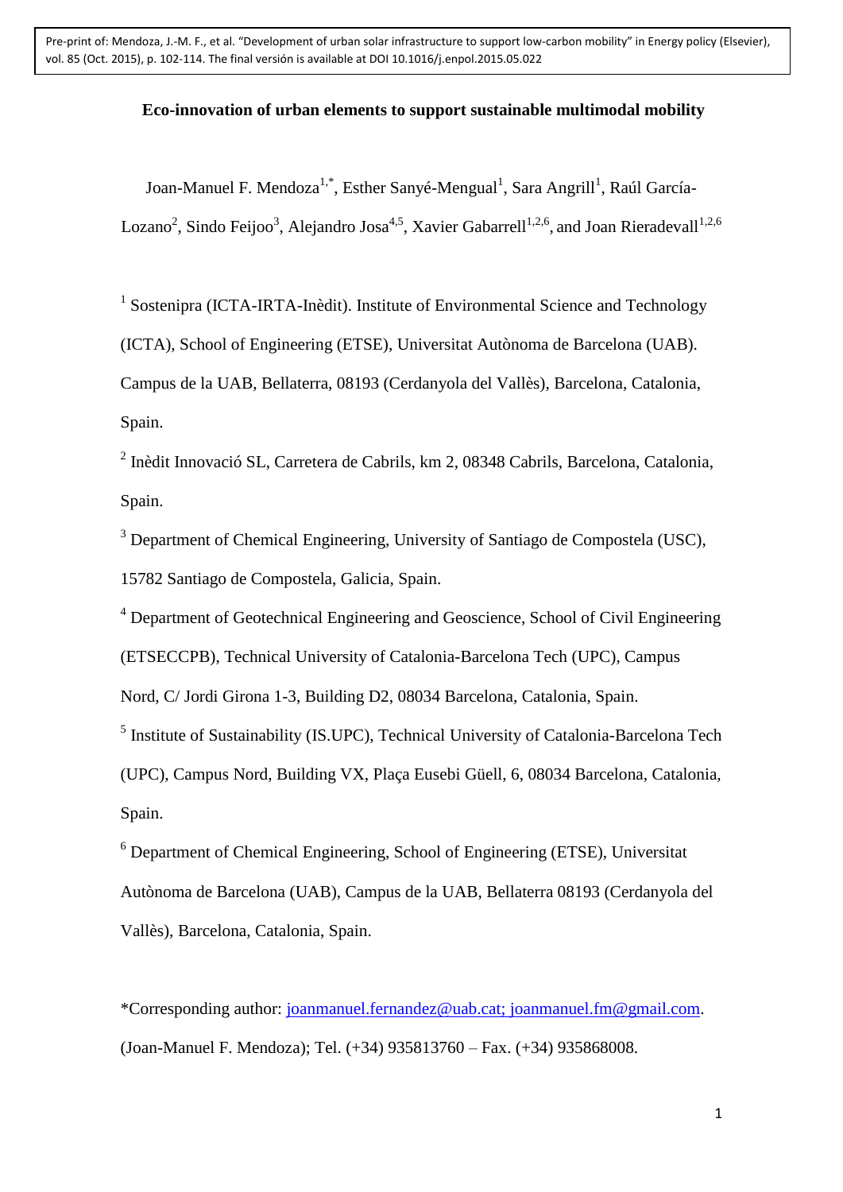Pre-print of: Mendoza, J.-M. F., et al. "Development of urban solar infrastructure to support low-carbon mobility" in Energy policy (Elsevier), vol. 85 (Oct. 2015), p. 102-114. The final versión is available at DOI 10.1016/j.enpol.2015.05.022

# Eco-innovation of urban elements to support sustainable multimodal mobility

Joan-Manuel F. Mendoza[1,*], Esther Sanyé-Mengual[1], Sara Angrill[1], Raúl García-Lozano[2], Sindo Feijoo[3], Alejandro Josa[4,5], Xavier Gabarrell[1,2,6], and Joan Rieradevall[1,2,6]

[1] Sostenipra (ICTA-IRTA-Inèdit). Institute of Environmental Science and Technology (ICTA), School of Engineering (ETSE), Universitat Autònoma de Barcelona (UAB). Campus de la UAB, Bellaterra, 08193 (Cerdanyola del Vallès), Barcelona, Catalonia, Spain.

[2] Inèdit Innovació SL, Carretera de Cabrils, km 2, 08348 Cabrils, Barcelona, Catalonia, Spain.

[3] Department of Chemical Engineering, University of Santiago de Compostela (USC), 15782 Santiago de Compostela, Galicia, Spain.

[4] Department of Geotechnical Engineering and Geoscience, School of Civil Engineering (ETSECCPB), Technical University of Catalonia-Barcelona Tech (UPC), Campus Nord, C/ Jordi Girona 1-3, Building D2, 08034 Barcelona, Catalonia, Spain.

[5] Institute of Sustainability (IS.UPC), Technical University of Catalonia-Barcelona Tech (UPC), Campus Nord, Building VX, Plaça Eusebi Güell, 6, 08034 Barcelona, Catalonia, Spain.

[6] Department of Chemical Engineering, School of Engineering (ETSE), Universitat Autònoma de Barcelona (UAB), Campus de la UAB, Bellaterra 08193 (Cerdanyola del Vallès), Barcelona, Catalonia, Spain.

*Corresponding author: joanmanuel.fernandez@uab.cat; joanmanuel.fm@gmail.com. (Joan-Manuel F. Mendoza); Tel. (+34) 935813760 – Fax. (+34) 935868008.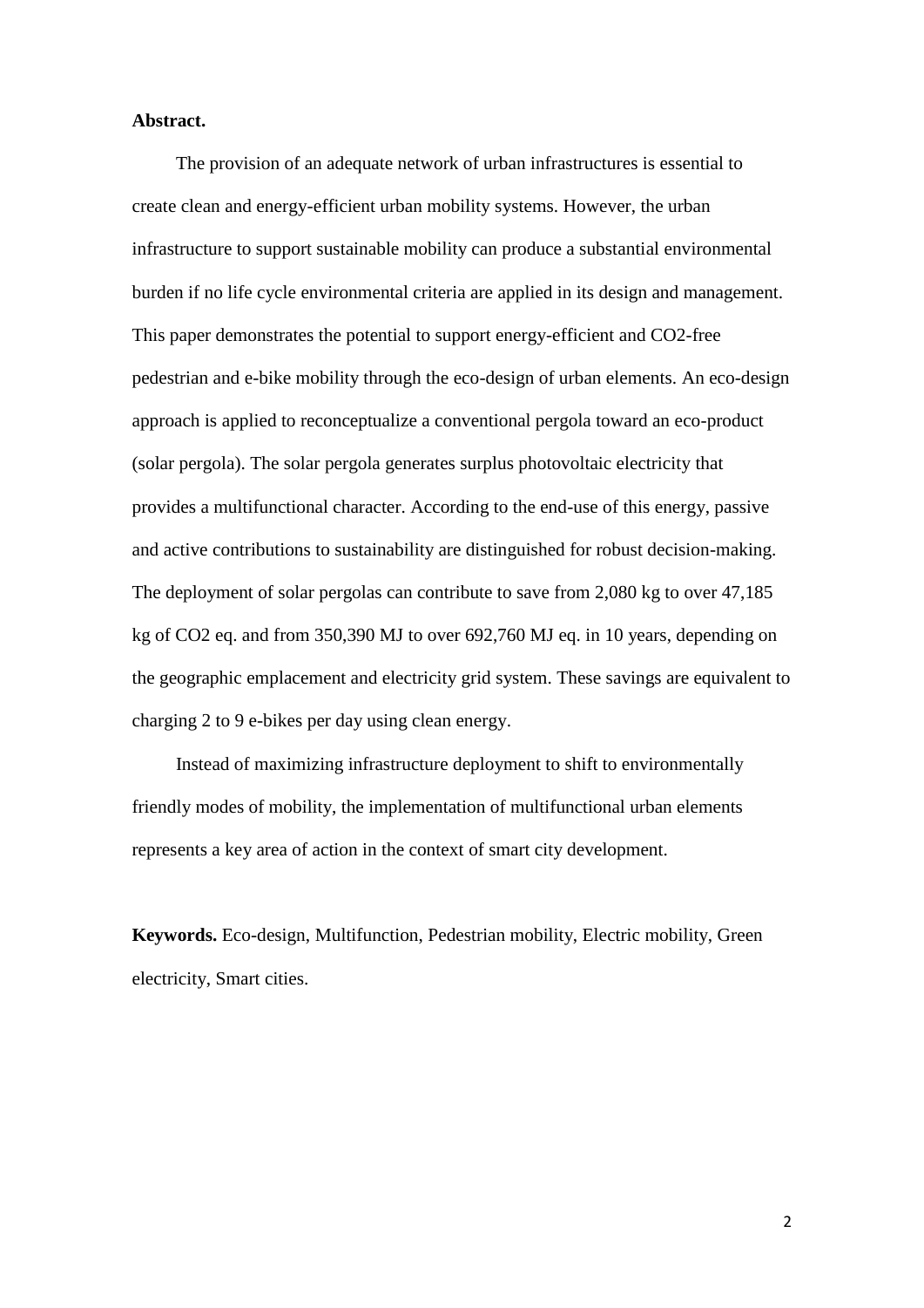**Abstract.**

The provision of an adequate network of urban infrastructures is essential to create clean and energy-efficient urban mobility systems. However, the urban infrastructure to support sustainable mobility can produce a substantial environmental burden if no life cycle environmental criteria are applied in its design and management. This paper demonstrates the potential to support energy-efficient and $CO_2$-free pedestrian and e-bike mobility through the eco-design of urban elements. An eco-design approach is applied to reconceptualize a conventional pergola toward an eco-product (solar pergola). The solar pergola generates surplus photovoltaic electricity that provides a multifunctional character. According to the end-use of this energy, passive and active contributions to sustainability are distinguished for robust decision-making. The deployment of solar pergolas can contribute to save from 2,080 kg to over 47,185 kg of $CO_2$ eq. and from 350,390 MJ to over 692,760 MJ eq. in 10 years, depending on the geographic emplacement and electricity grid system. These savings are equivalent to charging 2 to 9 e-bikes per day using clean energy.

Instead of maximizing infrastructure deployment to shift to environmentally friendly modes of mobility, the implementation of multifunctional urban elements represents a key area of action in the context of smart city development.

**Keywords.** Eco-design, Multifunction, Pedestrian mobility, Electric mobility, Green electricity, Smart cities.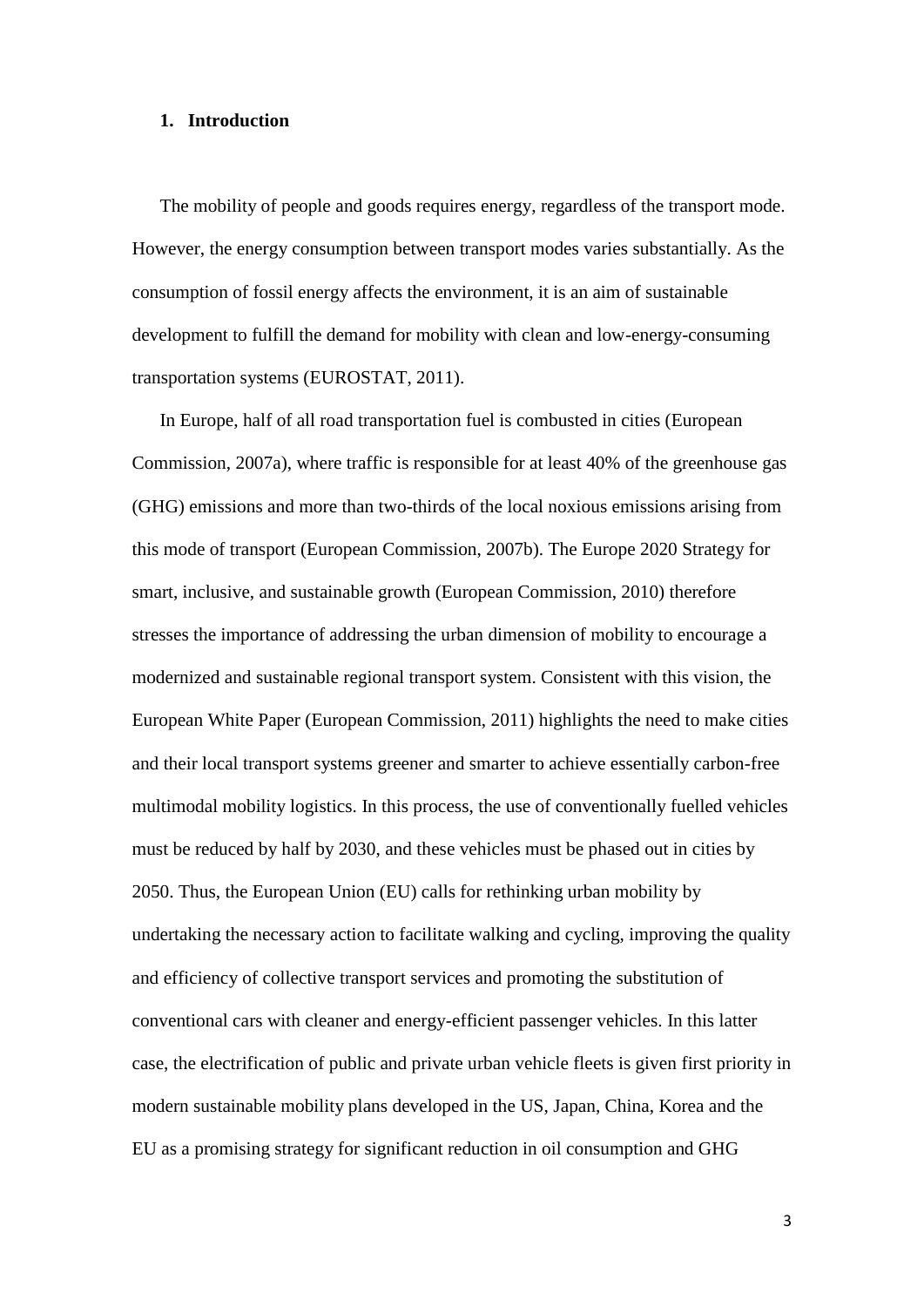## 1. Introduction

The mobility of people and goods requires energy, regardless of the transport mode. However, the energy consumption between transport modes varies substantially. As the consumption of fossil energy affects the environment, it is an aim of sustainable development to fulfill the demand for mobility with clean and low-energy-consuming transportation systems (EUROSTAT, 2011).

In Europe, half of all road transportation fuel is combusted in cities (European Commission, 2007a), where traffic is responsible for at least 40% of the greenhouse gas (GHG) emissions and more than two-thirds of the local noxious emissions arising from this mode of transport (European Commission, 2007b). The Europe 2020 Strategy for smart, inclusive, and sustainable growth (European Commission, 2010) therefore stresses the importance of addressing the urban dimension of mobility to encourage a modernized and sustainable regional transport system. Consistent with this vision, the European White Paper (European Commission, 2011) highlights the need to make cities and their local transport systems greener and smarter to achieve essentially carbon-free multimodal mobility logistics. In this process, the use of conventionally fuelled vehicles must be reduced by half by 2030, and these vehicles must be phased out in cities by 2050. Thus, the European Union (EU) calls for rethinking urban mobility by undertaking the necessary action to facilitate walking and cycling, improving the quality and efficiency of collective transport services and promoting the substitution of conventional cars with cleaner and energy-efficient passenger vehicles. In this latter case, the electrification of public and private urban vehicle fleets is given first priority in modern sustainable mobility plans developed in the US, Japan, China, Korea and the EU as a promising strategy for significant reduction in oil consumption and GHG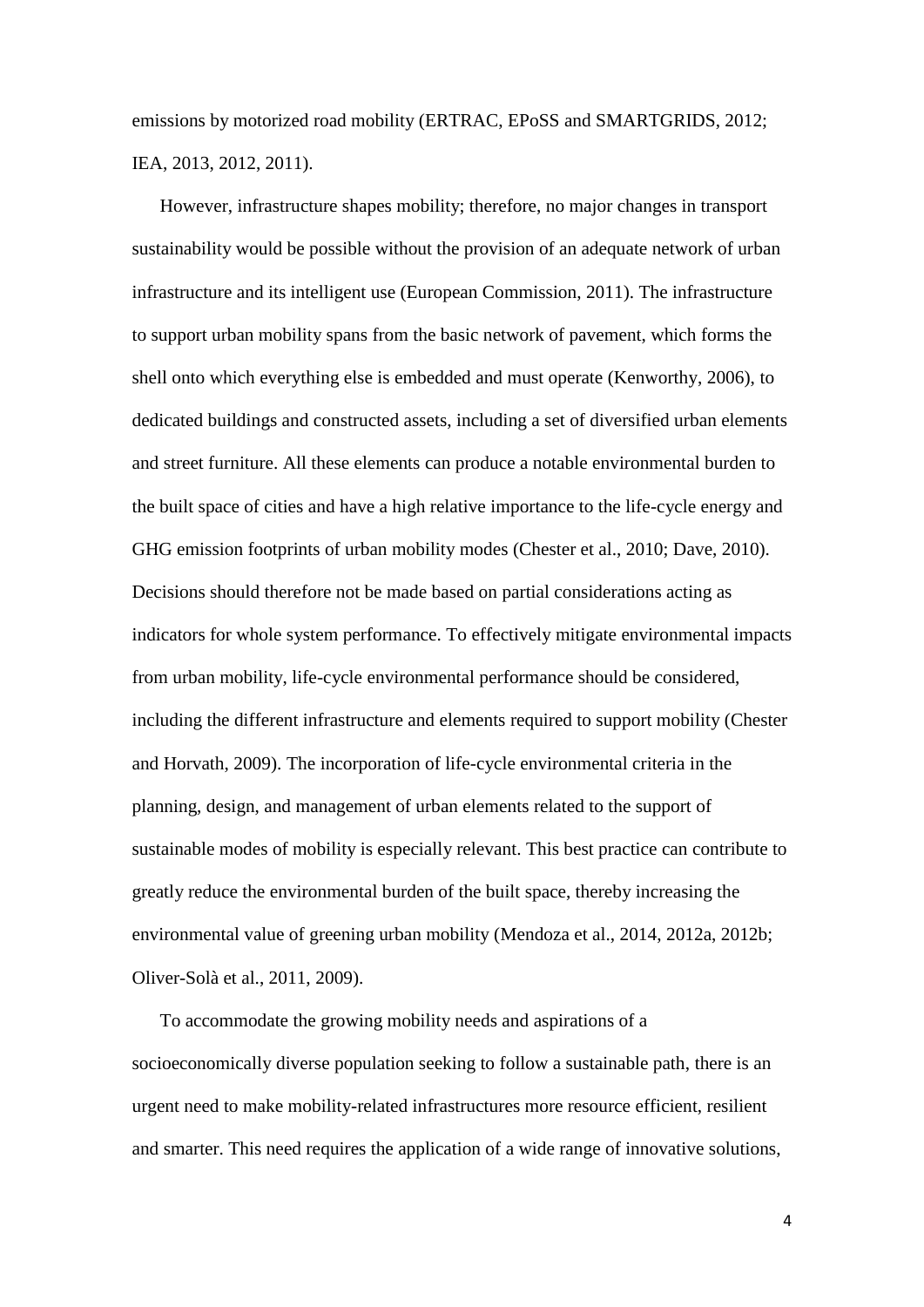emissions by motorized road mobility (ERTRAC, EPoSS and SMARTGRIDS, 2012; IEA, 2013, 2012, 2011).

However, infrastructure shapes mobility; therefore, no major changes in transport sustainability would be possible without the provision of an adequate network of urban infrastructure and its intelligent use (European Commission, 2011). The infrastructure to support urban mobility spans from the basic network of pavement, which forms the shell onto which everything else is embedded and must operate (Kenworthy, 2006), to dedicated buildings and constructed assets, including a set of diversified urban elements and street furniture. All these elements can produce a notable environmental burden to the built space of cities and have a high relative importance to the life-cycle energy and GHG emission footprints of urban mobility modes (Chester et al., 2010; Dave, 2010). Decisions should therefore not be made based on partial considerations acting as indicators for whole system performance. To effectively mitigate environmental impacts from urban mobility, life-cycle environmental performance should be considered, including the different infrastructure and elements required to support mobility (Chester and Horvath, 2009). The incorporation of life-cycle environmental criteria in the planning, design, and management of urban elements related to the support of sustainable modes of mobility is especially relevant. This best practice can contribute to greatly reduce the environmental burden of the built space, thereby increasing the environmental value of greening urban mobility (Mendoza et al., 2014, 2012a, 2012b; Oliver-Solà et al., 2011, 2009).

To accommodate the growing mobility needs and aspirations of a socioeconomically diverse population seeking to follow a sustainable path, there is an urgent need to make mobility-related infrastructures more resource efficient, resilient and smarter. This need requires the application of a wide range of innovative solutions,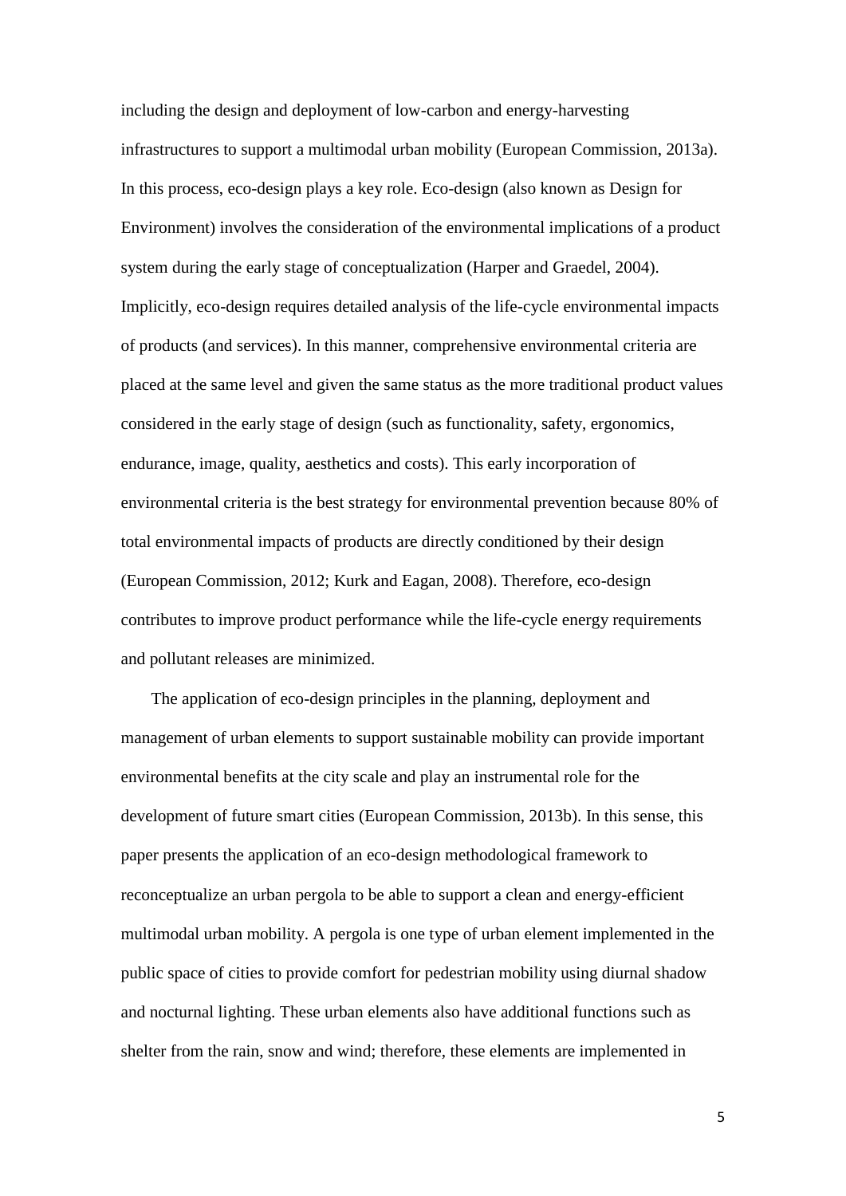including the design and deployment of low-carbon and energy-harvesting infrastructures to support a multimodal urban mobility (European Commission, 2013a). In this process, eco-design plays a key role. Eco-design (also known as Design for Environment) involves the consideration of the environmental implications of a product system during the early stage of conceptualization (Harper and Graedel, 2004). Implicitly, eco-design requires detailed analysis of the life-cycle environmental impacts of products (and services). In this manner, comprehensive environmental criteria are placed at the same level and given the same status as the more traditional product values considered in the early stage of design (such as functionality, safety, ergonomics, endurance, image, quality, aesthetics and costs). This early incorporation of environmental criteria is the best strategy for environmental prevention because 80% of total environmental impacts of products are directly conditioned by their design (European Commission, 2012; Kurk and Eagan, 2008). Therefore, eco-design contributes to improve product performance while the life-cycle energy requirements and pollutant releases are minimized.

The application of eco-design principles in the planning, deployment and management of urban elements to support sustainable mobility can provide important environmental benefits at the city scale and play an instrumental role for the development of future smart cities (European Commission, 2013b). In this sense, this paper presents the application of an eco-design methodological framework to reconceptualize an urban pergola to be able to support a clean and energy-efficient multimodal urban mobility. A pergola is one type of urban element implemented in the public space of cities to provide comfort for pedestrian mobility using diurnal shadow and nocturnal lighting. These urban elements also have additional functions such as shelter from the rain, snow and wind; therefore, these elements are implemented in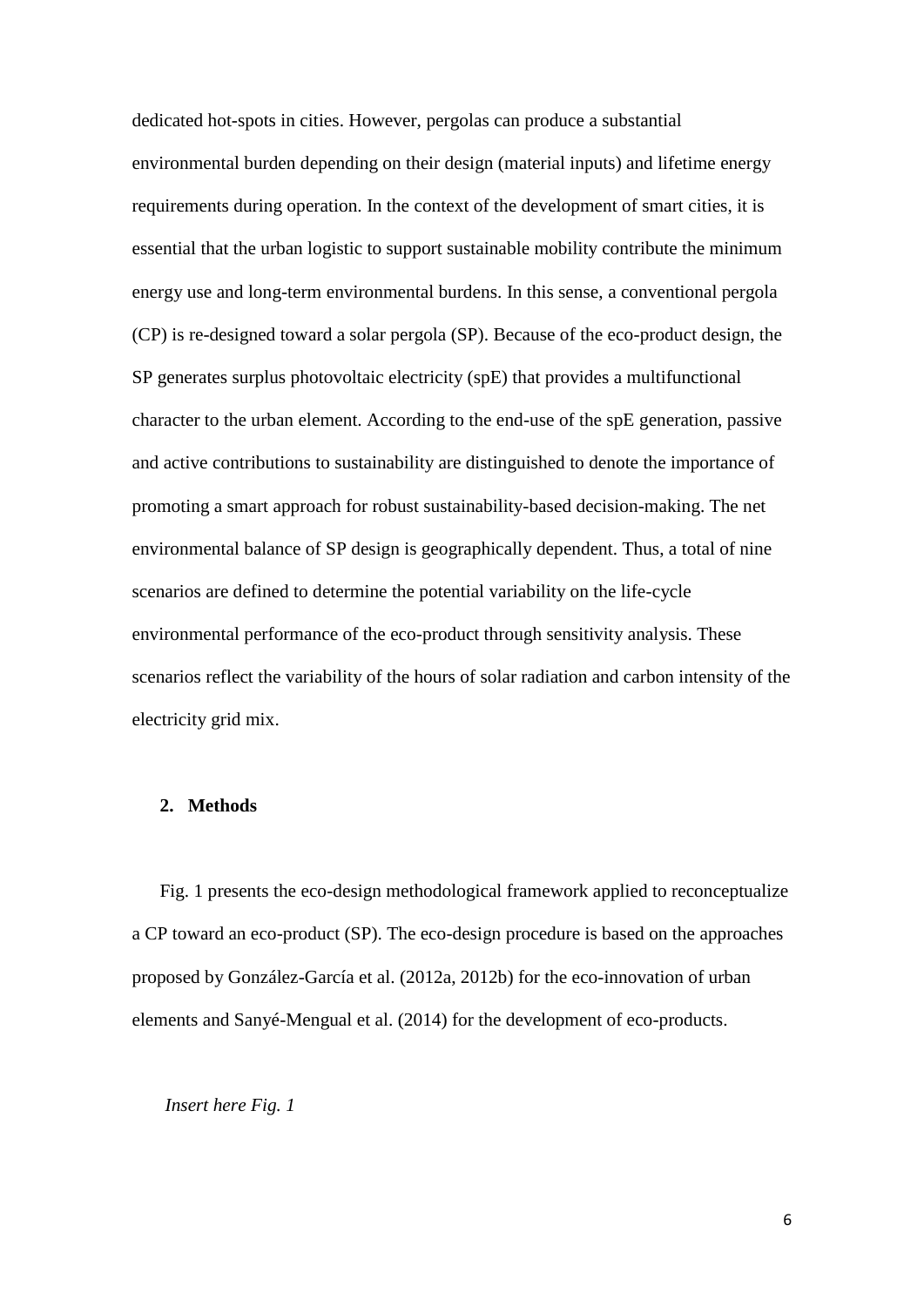dedicated hot-spots in cities. However, pergolas can produce a substantial environmental burden depending on their design (material inputs) and lifetime energy requirements during operation. In the context of the development of smart cities, it is essential that the urban logistic to support sustainable mobility contribute the minimum energy use and long-term environmental burdens. In this sense, a conventional pergola (CP) is re-designed toward a solar pergola (SP). Because of the eco-product design, the SP generates surplus photovoltaic electricity (spE) that provides a multifunctional character to the urban element. According to the end-use of the spE generation, passive and active contributions to sustainability are distinguished to denote the importance of promoting a smart approach for robust sustainability-based decision-making. The net environmental balance of SP design is geographically dependent. Thus, a total of nine scenarios are defined to determine the potential variability on the life-cycle environmental performance of the eco-product through sensitivity analysis. These scenarios reflect the variability of the hours of solar radiation and carbon intensity of the electricity grid mix.

## 2. Methods

Fig. 1 presents the eco-design methodological framework applied to reconceptualize a CP toward an eco-product (SP). The eco-design procedure is based on the approaches proposed by González-García et al. (2012a, 2012b) for the eco-innovation of urban elements and Sanyé-Mengual et al. (2014) for the development of eco-products.

*Insert here Fig. 1*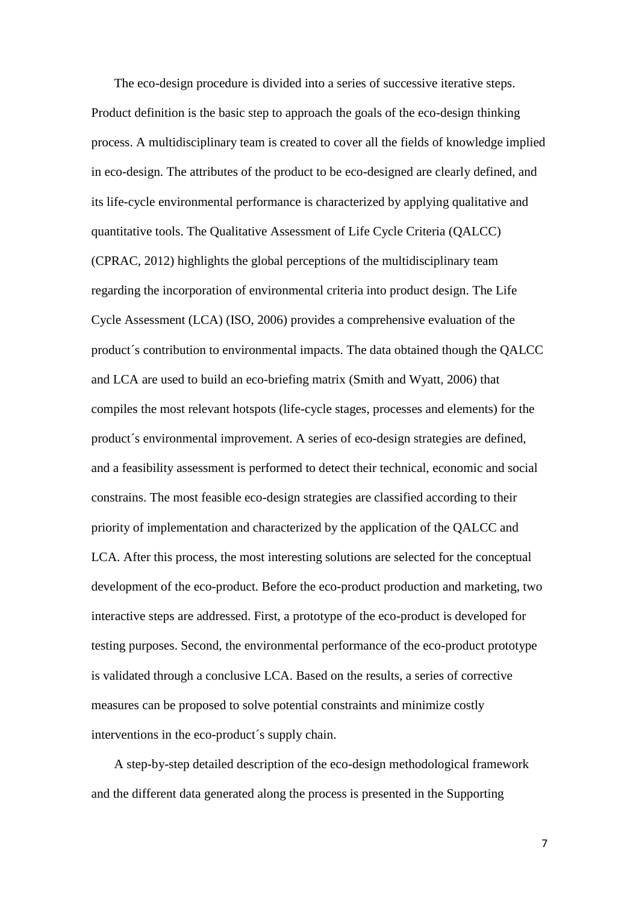The eco-design procedure is divided into a series of successive iterative steps. Product definition is the basic step to approach the goals of the eco-design thinking process. A multidisciplinary team is created to cover all the fields of knowledge implied in eco-design. The attributes of the product to be eco-designed are clearly defined, and its life-cycle environmental performance is characterized by applying qualitative and quantitative tools. The Qualitative Assessment of Life Cycle Criteria (QALCC) (CPRAC, 2012) highlights the global perceptions of the multidisciplinary team regarding the incorporation of environmental criteria into product design. The Life Cycle Assessment (LCA) (ISO, 2006) provides a comprehensive evaluation of the product´s contribution to environmental impacts. The data obtained though the QALCC and LCA are used to build an eco-briefing matrix (Smith and Wyatt, 2006) that compiles the most relevant hotspots (life-cycle stages, processes and elements) for the product´s environmental improvement. A series of eco-design strategies are defined, and a feasibility assessment is performed to detect their technical, economic and social constrains. The most feasible eco-design strategies are classified according to their priority of implementation and characterized by the application of the QALCC and LCA. After this process, the most interesting solutions are selected for the conceptual development of the eco-product. Before the eco-product production and marketing, two interactive steps are addressed. First, a prototype of the eco-product is developed for testing purposes. Second, the environmental performance of the eco-product prototype is validated through a conclusive LCA. Based on the results, a series of corrective measures can be proposed to solve potential constraints and minimize costly interventions in the eco-product´s supply chain.

A step-by-step detailed description of the eco-design methodological framework and the different data generated along the process is presented in the Supporting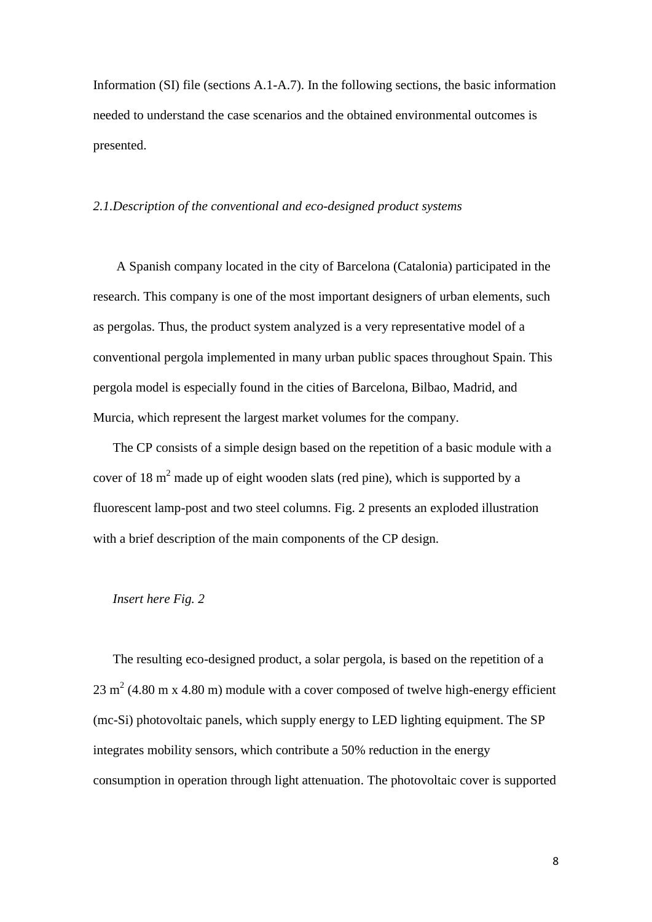Information (SI) file (sections A.1-A.7). In the following sections, the basic information needed to understand the case scenarios and the obtained environmental outcomes is presented.

### *2.1.Description of the conventional and eco-designed product systems*

A Spanish company located in the city of Barcelona (Catalonia) participated in the research. This company is one of the most important designers of urban elements, such as pergolas. Thus, the product system analyzed is a very representative model of a conventional pergola implemented in many urban public spaces throughout Spain. This pergola model is especially found in the cities of Barcelona, Bilbao, Madrid, and Murcia, which represent the largest market volumes for the company.

The CP consists of a simple design based on the repetition of a basic module with a cover of 18 $m^2$ made up of eight wooden slats (red pine), which is supported by a fluorescent lamp-post and two steel columns. Fig. 2 presents an exploded illustration with a brief description of the main components of the CP design.

*Insert here Fig. 2*

The resulting eco-designed product, a solar pergola, is based on the repetition of a 23 $m^2$ (4.80 m x 4.80 m) module with a cover composed of twelve high-energy efficient (mc-Si) photovoltaic panels, which supply energy to LED lighting equipment. The SP integrates mobility sensors, which contribute a 50% reduction in the energy consumption in operation through light attenuation. The photovoltaic cover is supported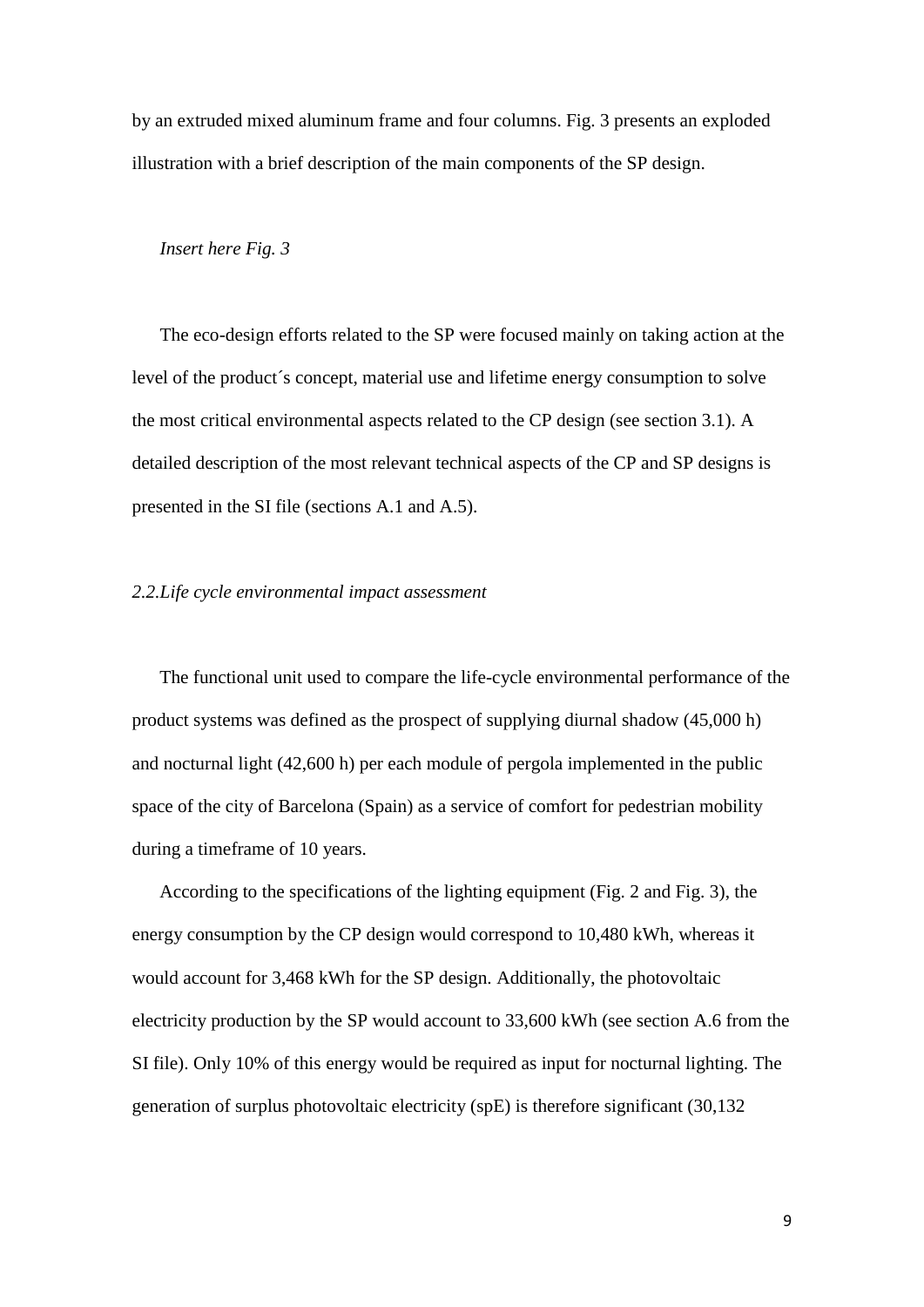by an extruded mixed aluminum frame and four columns. Fig. 3 presents an exploded illustration with a brief description of the main components of the SP design.

*Insert here Fig. 3*

The eco-design efforts related to the SP were focused mainly on taking action at the level of the product´s concept, material use and lifetime energy consumption to solve the most critical environmental aspects related to the CP design (see section 3.1). A detailed description of the most relevant technical aspects of the CP and SP designs is presented in the SI file (sections A.1 and A.5).

### *2.2.Life cycle environmental impact assessment*

The functional unit used to compare the life-cycle environmental performance of the product systems was defined as the prospect of supplying diurnal shadow (45,000 h) and nocturnal light (42,600 h) per each module of pergola implemented in the public space of the city of Barcelona (Spain) as a service of comfort for pedestrian mobility during a timeframe of 10 years.

According to the specifications of the lighting equipment (Fig. 2 and Fig. 3), the energy consumption by the CP design would correspond to 10,480 kWh, whereas it would account for 3,468 kWh for the SP design. Additionally, the photovoltaic electricity production by the SP would account to 33,600 kWh (see section A.6 from the SI file). Only 10% of this energy would be required as input for nocturnal lighting. The generation of surplus photovoltaic electricity (spE) is therefore significant (30,132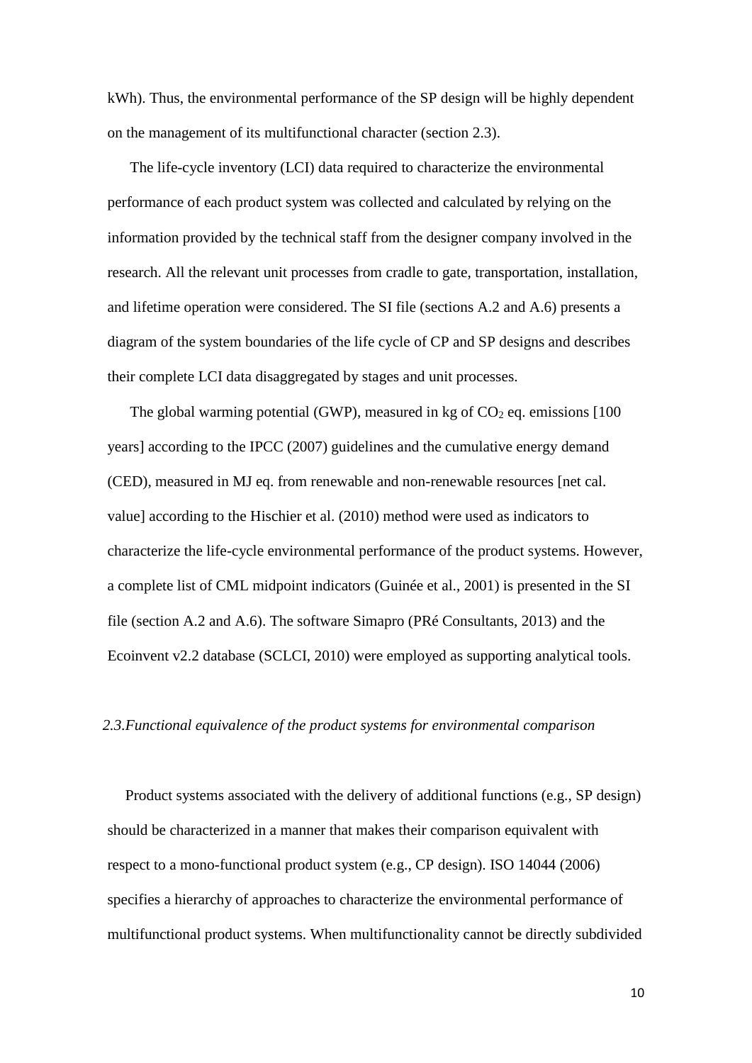kWh). Thus, the environmental performance of the SP design will be highly dependent on the management of its multifunctional character (section 2.3).

The life-cycle inventory (LCI) data required to characterize the environmental performance of each product system was collected and calculated by relying on the information provided by the technical staff from the designer company involved in the research. All the relevant unit processes from cradle to gate, transportation, installation, and lifetime operation were considered. The SI file (sections A.2 and A.6) presents a diagram of the system boundaries of the life cycle of CP and SP designs and describes their complete LCI data disaggregated by stages and unit processes.

The global warming potential (GWP), measured in kg of $CO_2$ eq. emissions [100 years] according to the IPCC (2007) guidelines and the cumulative energy demand (CED), measured in MJ eq. from renewable and non-renewable resources [net cal. value] according to the Hischier et al. (2010) method were used as indicators to characterize the life-cycle environmental performance of the product systems. However, a complete list of CML midpoint indicators (Guinée et al., 2001) is presented in the SI file (section A.2 and A.6). The software Simapro (PRé Consultants, 2013) and the Ecoinvent v2.2 database (SCLCI, 2010) were employed as supporting analytical tools.

### *2.3.Functional equivalence of the product systems for environmental comparison*

Product systems associated with the delivery of additional functions (e.g., SP design) should be characterized in a manner that makes their comparison equivalent with respect to a mono-functional product system (e.g., CP design). ISO 14044 (2006) specifies a hierarchy of approaches to characterize the environmental performance of multifunctional product systems. When multifunctionality cannot be directly subdivided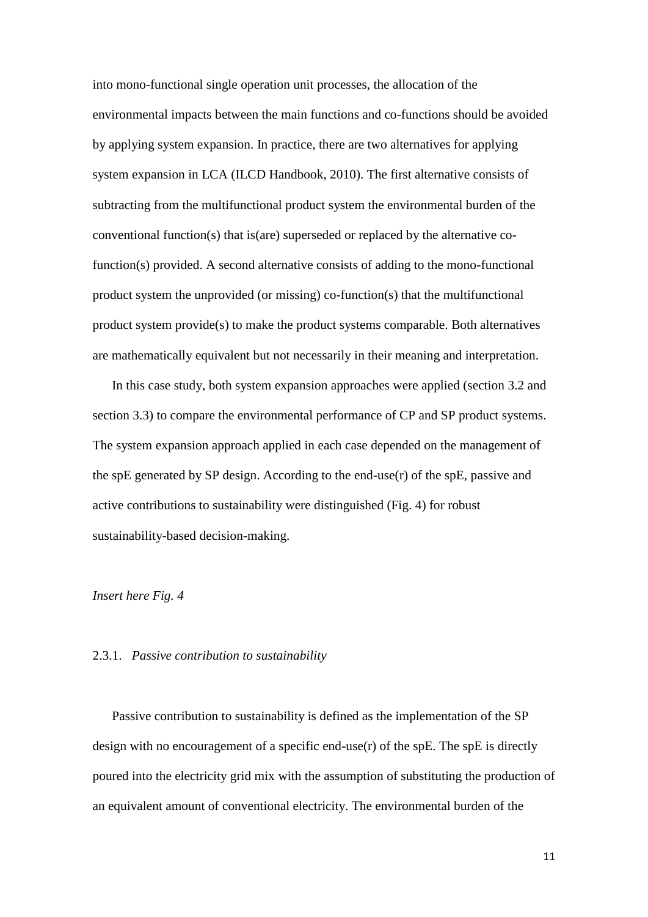into mono-functional single operation unit processes, the allocation of the environmental impacts between the main functions and co-functions should be avoided by applying system expansion. In practice, there are two alternatives for applying system expansion in LCA (ILCD Handbook, 2010). The first alternative consists of subtracting from the multifunctional product system the environmental burden of the conventional function(s) that is(are) superseded or replaced by the alternative co-function(s) provided. A second alternative consists of adding to the mono-functional product system the unprovided (or missing) co-function(s) that the multifunctional product system provide(s) to make the product systems comparable. Both alternatives are mathematically equivalent but not necessarily in their meaning and interpretation.

In this case study, both system expansion approaches were applied (section 3.2 and section 3.3) to compare the environmental performance of CP and SP product systems. The system expansion approach applied in each case depended on the management of the spE generated by SP design. According to the end-use(r) of the spE, passive and active contributions to sustainability were distinguished (Fig. 4) for robust sustainability-based decision-making.

*Insert here Fig. 4*

### 2.3.1. *Passive contribution to sustainability*

Passive contribution to sustainability is defined as the implementation of the SP design with no encouragement of a specific end-use(r) of the spE. The spE is directly poured into the electricity grid mix with the assumption of substituting the production of an equivalent amount of conventional electricity. The environmental burden of the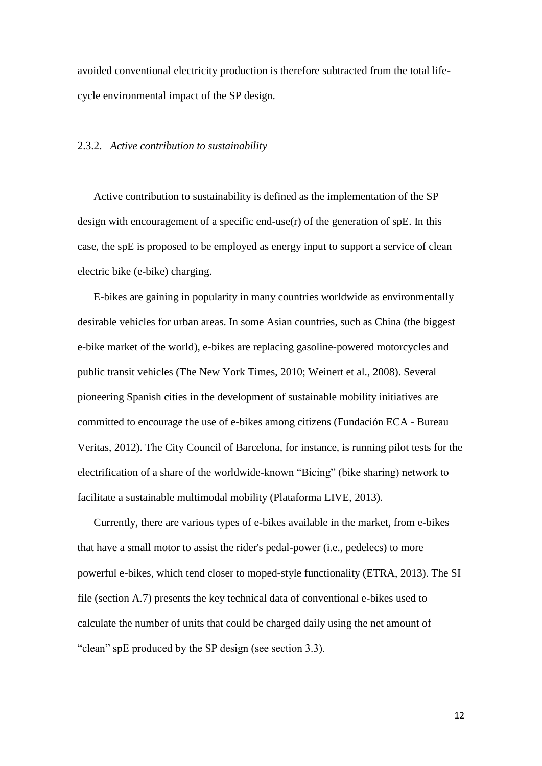avoided conventional electricity production is therefore subtracted from the total life-cycle environmental impact of the SP design.

### 2.3.2. *Active contribution to sustainability*

Active contribution to sustainability is defined as the implementation of the SP design with encouragement of a specific end-use(r) of the generation of spE. In this case, the spE is proposed to be employed as energy input to support a service of clean electric bike (e-bike) charging.

E-bikes are gaining in popularity in many countries worldwide as environmentally desirable vehicles for urban areas. In some Asian countries, such as China (the biggest e-bike market of the world), e-bikes are replacing gasoline-powered motorcycles and public transit vehicles (The New York Times, 2010; Weinert et al., 2008). Several pioneering Spanish cities in the development of sustainable mobility initiatives are committed to encourage the use of e-bikes among citizens (Fundación ECA - Bureau Veritas, 2012). The City Council of Barcelona, for instance, is running pilot tests for the electrification of a share of the worldwide-known "Bicing" (bike sharing) network to facilitate a sustainable multimodal mobility (Plataforma LIVE, 2013).

Currently, there are various types of e-bikes available in the market, from e-bikes that have a small motor to assist the rider's pedal-power (i.e., pedelecs) to more powerful e-bikes, which tend closer to moped-style functionality (ETRA, 2013). The SI file (section A.7) presents the key technical data of conventional e-bikes used to calculate the number of units that could be charged daily using the net amount of "clean" spE produced by the SP design (see section 3.3).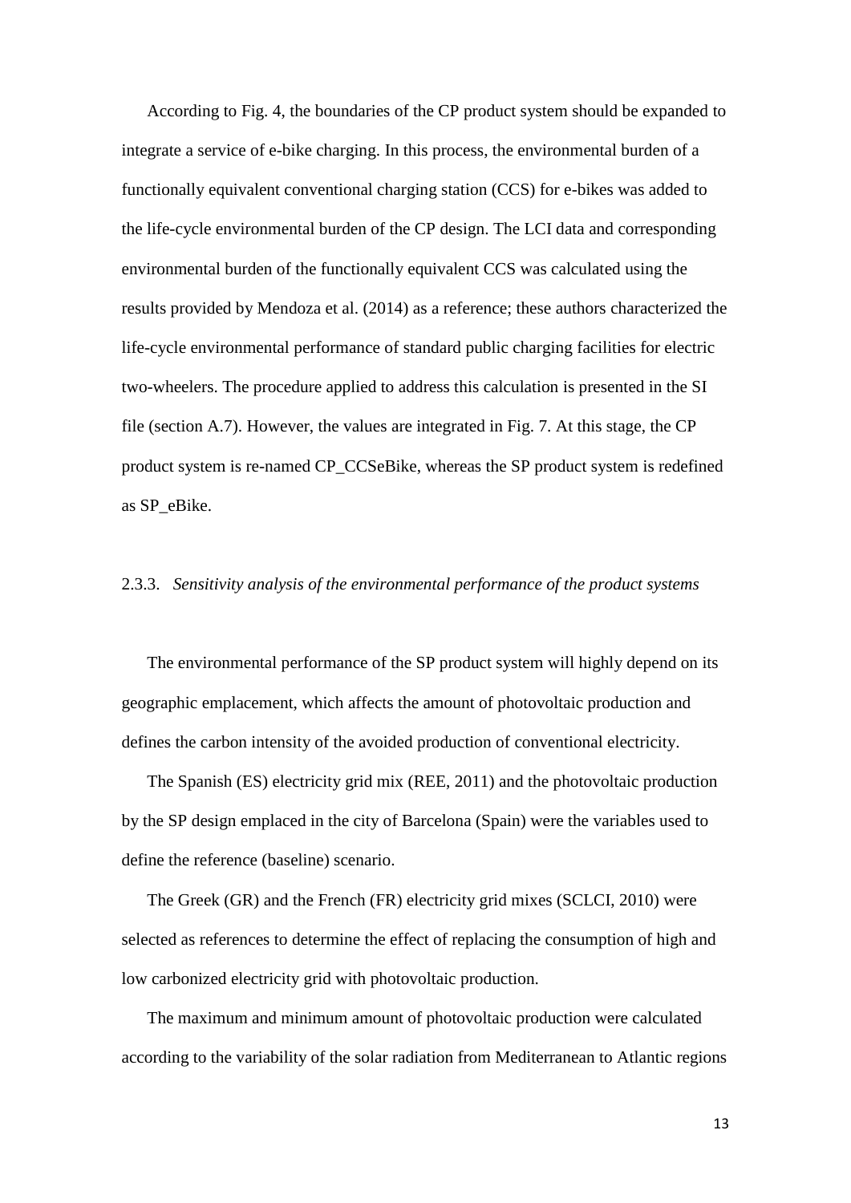According to Fig. 4, the boundaries of the CP product system should be expanded to integrate a service of e-bike charging. In this process, the environmental burden of a functionally equivalent conventional charging station (CCS) for e-bikes was added to the life-cycle environmental burden of the CP design. The LCI data and corresponding environmental burden of the functionally equivalent CCS was calculated using the results provided by Mendoza et al. (2014) as a reference; these authors characterized the life-cycle environmental performance of standard public charging facilities for electric two-wheelers. The procedure applied to address this calculation is presented in the SI file (section A.7). However, the values are integrated in Fig. 7. At this stage, the CP product system is re-named CP_CCSeBike, whereas the SP product system is redefined as SP_eBike.

### 2.3.3. *Sensitivity analysis of the environmental performance of the product systems*

The environmental performance of the SP product system will highly depend on its geographic emplacement, which affects the amount of photovoltaic production and defines the carbon intensity of the avoided production of conventional electricity.

The Spanish (ES) electricity grid mix (REE, 2011) and the photovoltaic production by the SP design emplaced in the city of Barcelona (Spain) were the variables used to define the reference (baseline) scenario.

The Greek (GR) and the French (FR) electricity grid mixes (SCLCI, 2010) were selected as references to determine the effect of replacing the consumption of high and low carbonized electricity grid with photovoltaic production.

The maximum and minimum amount of photovoltaic production were calculated according to the variability of the solar radiation from Mediterranean to Atlantic regions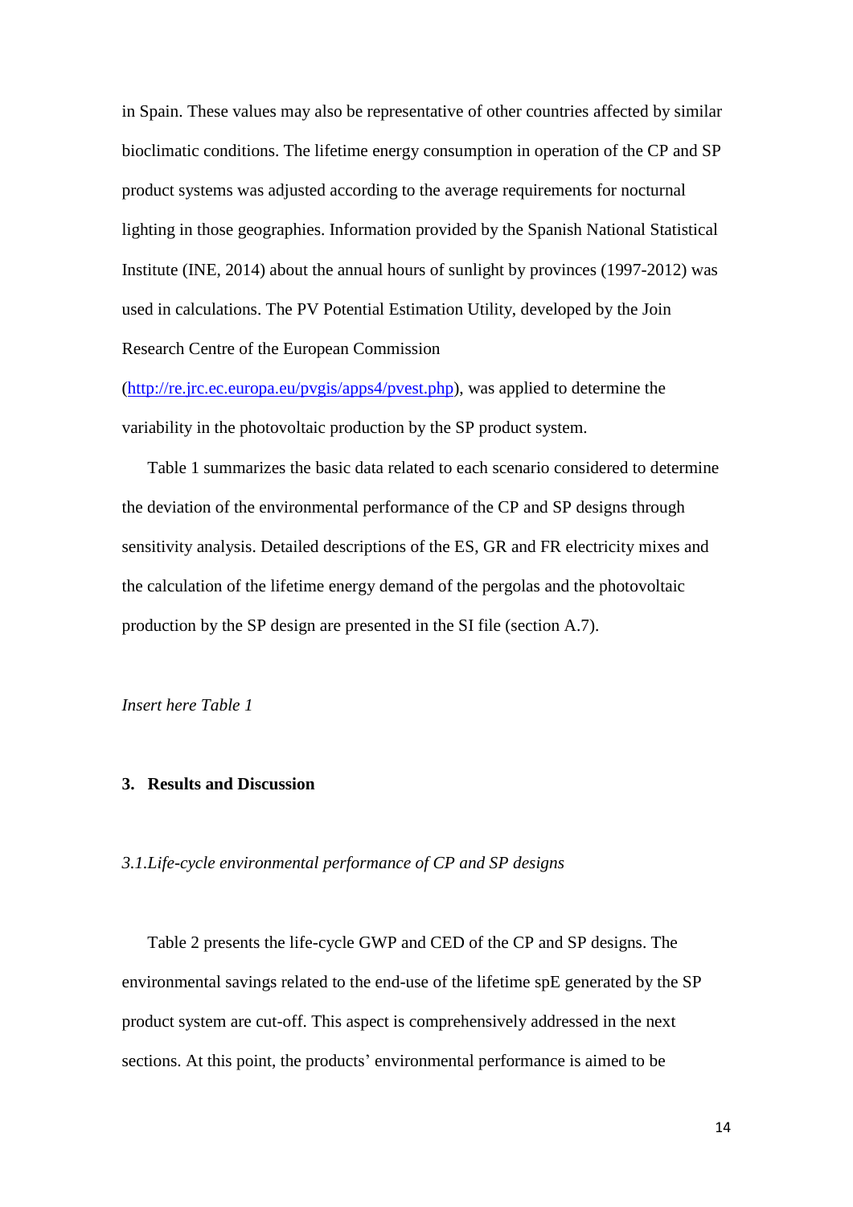in Spain. These values may also be representative of other countries affected by similar bioclimatic conditions. The lifetime energy consumption in operation of the CP and SP product systems was adjusted according to the average requirements for nocturnal lighting in those geographies. Information provided by the Spanish National Statistical Institute (INE, 2014) about the annual hours of sunlight by provinces (1997-2012) was used in calculations. The PV Potential Estimation Utility, developed by the Join Research Centre of the European Commission (http://re.jrc.ec.europa.eu/pvgis/apps4/pvest.php), was applied to determine the variability in the photovoltaic production by the SP product system.

Table 1 summarizes the basic data related to each scenario considered to determine the deviation of the environmental performance of the CP and SP designs through sensitivity analysis. Detailed descriptions of the ES, GR and FR electricity mixes and the calculation of the lifetime energy demand of the pergolas and the photovoltaic production by the SP design are presented in the SI file (section A.7).

*Insert here Table 1*

## 3. Results and Discussion

### *3.1. Life-cycle environmental performance of CP and SP designs*

Table 2 presents the life-cycle GWP and CED of the CP and SP designs. The environmental savings related to the end-use of the lifetime spE generated by the SP product system are cut-off. This aspect is comprehensively addressed in the next sections. At this point, the products' environmental performance is aimed to be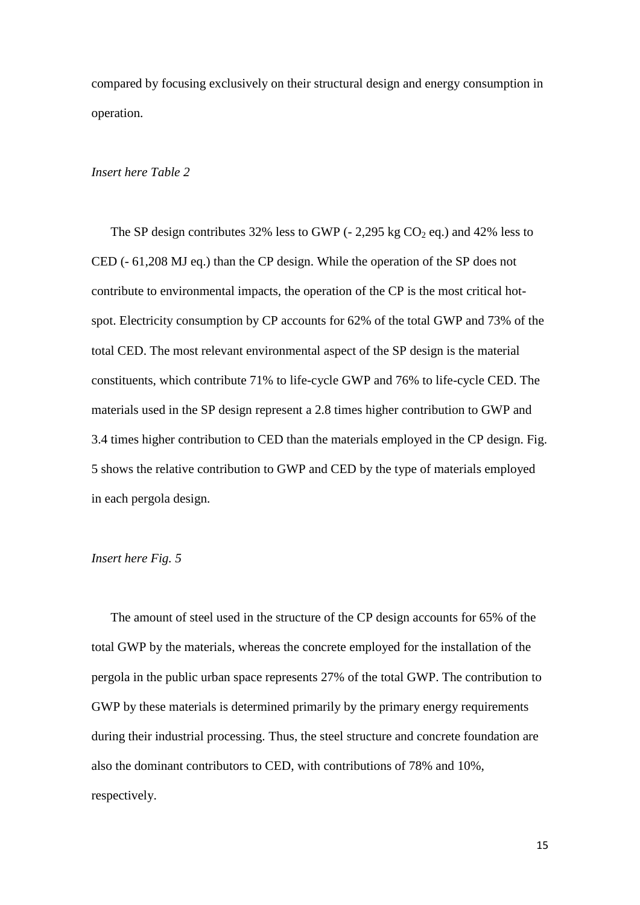compared by focusing exclusively on their structural design and energy consumption in operation.

*Insert here Table 2*

The SP design contributes 32% less to GWP (- 2,295 kg $CO_2$ eq.) and 42% less to CED (- 61,208 MJ eq.) than the CP design. While the operation of the SP does not contribute to environmental impacts, the operation of the CP is the most critical hot-spot. Electricity consumption by CP accounts for 62% of the total GWP and 73% of the total CED. The most relevant environmental aspect of the SP design is the material constituents, which contribute 71% to life-cycle GWP and 76% to life-cycle CED. The materials used in the SP design represent a 2.8 times higher contribution to GWP and 3.4 times higher contribution to CED than the materials employed in the CP design. Fig. 5 shows the relative contribution to GWP and CED by the type of materials employed in each pergola design.

*Insert here Fig. 5*

The amount of steel used in the structure of the CP design accounts for 65% of the total GWP by the materials, whereas the concrete employed for the installation of the pergola in the public urban space represents 27% of the total GWP. The contribution to GWP by these materials is determined primarily by the primary energy requirements during their industrial processing. Thus, the steel structure and concrete foundation are also the dominant contributors to CED, with contributions of 78% and 10%, respectively.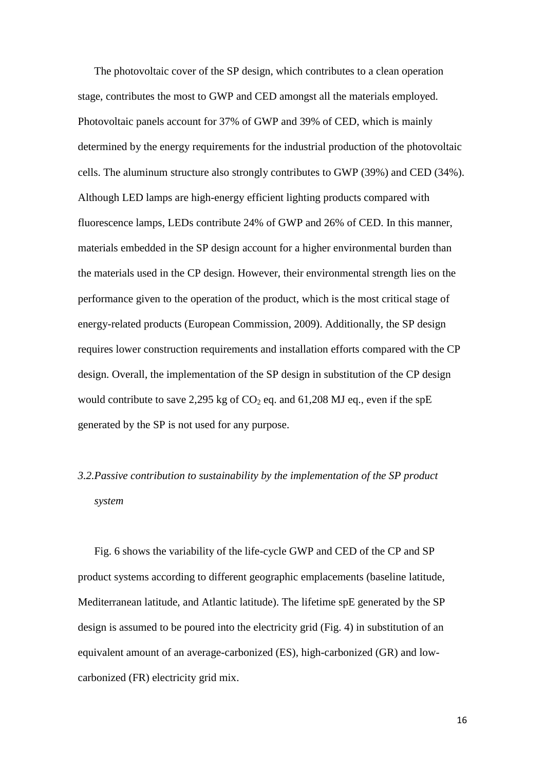The photovoltaic cover of the SP design, which contributes to a clean operation stage, contributes the most to GWP and CED amongst all the materials employed. Photovoltaic panels account for 37% of GWP and 39% of CED, which is mainly determined by the energy requirements for the industrial production of the photovoltaic cells. The aluminum structure also strongly contributes to GWP (39%) and CED (34%). Although LED lamps are high-energy efficient lighting products compared with fluorescence lamps, LEDs contribute 24% of GWP and 26% of CED. In this manner, materials embedded in the SP design account for a higher environmental burden than the materials used in the CP design. However, their environmental strength lies on the performance given to the operation of the product, which is the most critical stage of energy-related products (European Commission, 2009). Additionally, the SP design requires lower construction requirements and installation efforts compared with the CP design. Overall, the implementation of the SP design in substitution of the CP design would contribute to save 2,295 kg of $CO_2$ eq. and 61,208 MJ eq., even if the spE generated by the SP is not used for any purpose.

### *3.2. Passive contribution to sustainability by the implementation of the SP product system*

Fig. 6 shows the variability of the life-cycle GWP and CED of the CP and SP product systems according to different geographic emplacements (baseline latitude, Mediterranean latitude, and Atlantic latitude). The lifetime spE generated by the SP design is assumed to be poured into the electricity grid (Fig. 4) in substitution of an equivalent amount of an average-carbonized (ES), high-carbonized (GR) and low-carbonized (FR) electricity grid mix.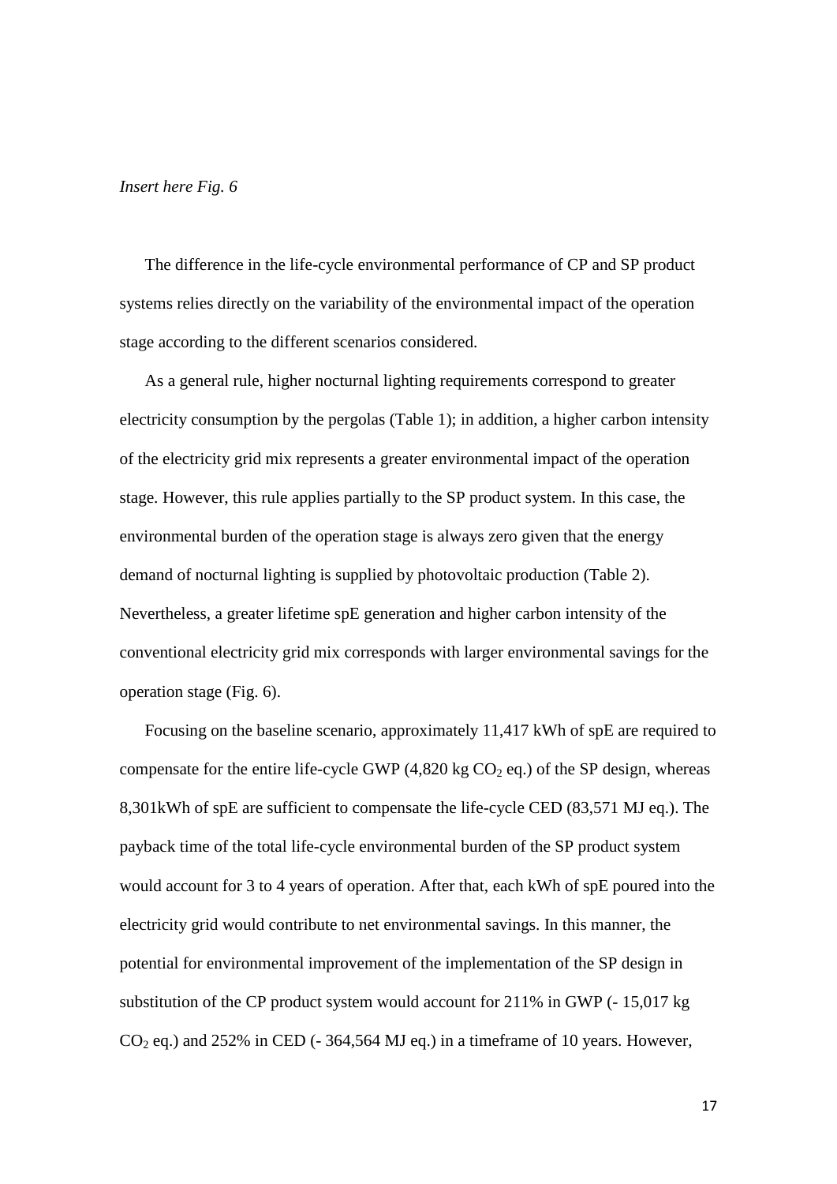*Insert here Fig. 6*

The difference in the life-cycle environmental performance of CP and SP product systems relies directly on the variability of the environmental impact of the operation stage according to the different scenarios considered.

As a general rule, higher nocturnal lighting requirements correspond to greater electricity consumption by the pergolas (Table 1); in addition, a higher carbon intensity of the electricity grid mix represents a greater environmental impact of the operation stage. However, this rule applies partially to the SP product system. In this case, the environmental burden of the operation stage is always zero given that the energy demand of nocturnal lighting is supplied by photovoltaic production (Table 2). Nevertheless, a greater lifetime spE generation and higher carbon intensity of the conventional electricity grid mix corresponds with larger environmental savings for the operation stage (Fig. 6).

Focusing on the baseline scenario, approximately 11,417 kWh of spE are required to compensate for the entire life-cycle GWP (4,820 kg $CO_2$ eq.) of the SP design, whereas 8,301kWh of spE are sufficient to compensate the life-cycle CED (83,571 MJ eq.). The payback time of the total life-cycle environmental burden of the SP product system would account for 3 to 4 years of operation. After that, each kWh of spE poured into the electricity grid would contribute to net environmental savings. In this manner, the potential for environmental improvement of the implementation of the SP design in substitution of the CP product system would account for 211% in GWP (- 15,017 kg $CO_2$ eq.) and 252% in CED (- 364,564 MJ eq.) in a timeframe of 10 years. However,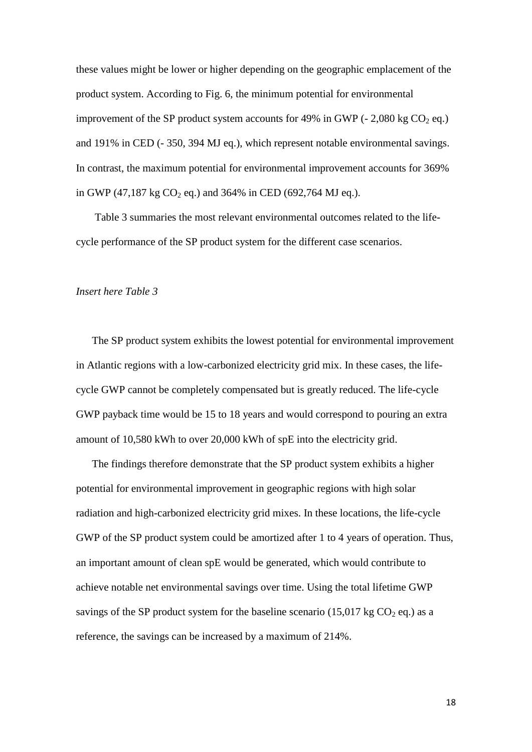these values might be lower or higher depending on the geographic emplacement of the product system. According to Fig. 6, the minimum potential for environmental improvement of the SP product system accounts for 49% in GWP (- 2,080 kg $CO_2$ eq.) and 191% in CED (- 350, 394 MJ eq.), which represent notable environmental savings. In contrast, the maximum potential for environmental improvement accounts for 369% in GWP (47,187 kg $CO_2$ eq.) and 364% in CED (692,764 MJ eq.).

Table 3 summaries the most relevant environmental outcomes related to the life-cycle performance of the SP product system for the different case scenarios.

*Insert here Table 3*

The SP product system exhibits the lowest potential for environmental improvement in Atlantic regions with a low-carbonized electricity grid mix. In these cases, the life-cycle GWP cannot be completely compensated but is greatly reduced. The life-cycle GWP payback time would be 15 to 18 years and would correspond to pouring an extra amount of 10,580 kWh to over 20,000 kWh of spE into the electricity grid.

The findings therefore demonstrate that the SP product system exhibits a higher potential for environmental improvement in geographic regions with high solar radiation and high-carbonized electricity grid mixes. In these locations, the life-cycle GWP of the SP product system could be amortized after 1 to 4 years of operation. Thus, an important amount of clean spE would be generated, which would contribute to achieve notable net environmental savings over time. Using the total lifetime GWP savings of the SP product system for the baseline scenario (15,017 kg $CO_2$ eq.) as a reference, the savings can be increased by a maximum of 214%.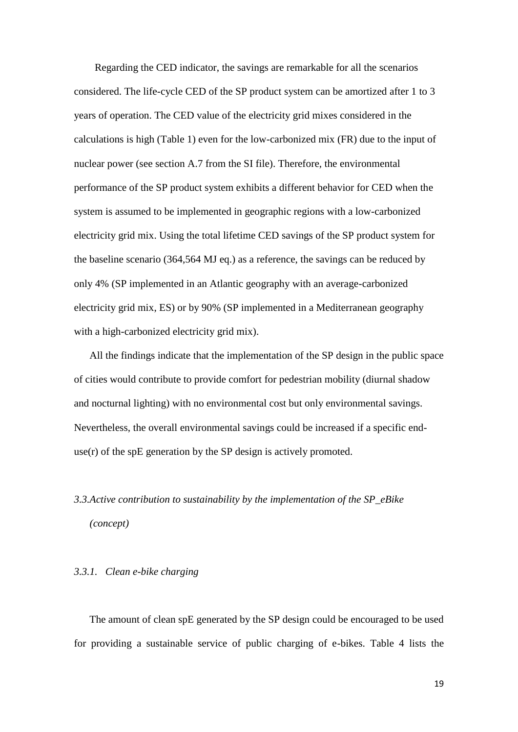Regarding the CED indicator, the savings are remarkable for all the scenarios considered. The life-cycle CED of the SP product system can be amortized after 1 to 3 years of operation. The CED value of the electricity grid mixes considered in the calculations is high (Table 1) even for the low-carbonized mix (FR) due to the input of nuclear power (see section A.7 from the SI file). Therefore, the environmental performance of the SP product system exhibits a different behavior for CED when the system is assumed to be implemented in geographic regions with a low-carbonized electricity grid mix. Using the total lifetime CED savings of the SP product system for the baseline scenario (364,564 MJ eq.) as a reference, the savings can be reduced by only 4% (SP implemented in an Atlantic geography with an average-carbonized electricity grid mix, ES) or by 90% (SP implemented in a Mediterranean geography with a high-carbonized electricity grid mix).

All the findings indicate that the implementation of the SP design in the public space of cities would contribute to provide comfort for pedestrian mobility (diurnal shadow and nocturnal lighting) with no environmental cost but only environmental savings. Nevertheless, the overall environmental savings could be increased if a specific end-use(r) of the spE generation by the SP design is actively promoted.

### *3.3. Active contribution to sustainability by the implementation of the SP_eBike (concept)*

#### *3.3.1. Clean e-bike charging*

The amount of clean spE generated by the SP design could be encouraged to be used for providing a sustainable service of public charging of e-bikes. Table 4 lists the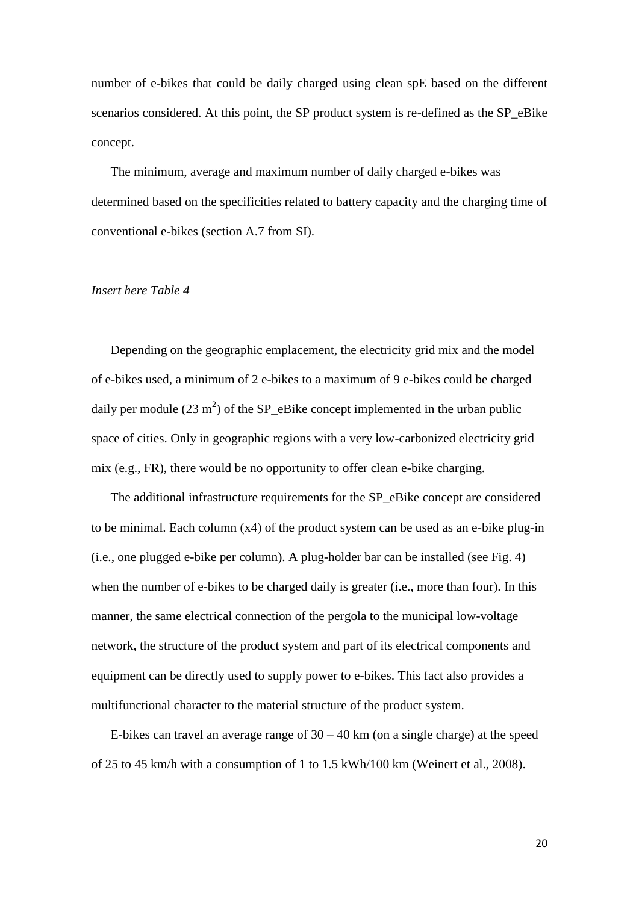number of e-bikes that could be daily charged using clean spE based on the different scenarios considered. At this point, the SP product system is re-defined as the SP_eBike concept.

The minimum, average and maximum number of daily charged e-bikes was determined based on the specificities related to battery capacity and the charging time of conventional e-bikes (section A.7 from SI).

*Insert here Table 4*

Depending on the geographic emplacement, the electricity grid mix and the model of e-bikes used, a minimum of 2 e-bikes to a maximum of 9 e-bikes could be charged daily per module (23 $m^2$) of the SP_eBike concept implemented in the urban public space of cities. Only in geographic regions with a very low-carbonized electricity grid mix (e.g., FR), there would be no opportunity to offer clean e-bike charging.

The additional infrastructure requirements for the SP_eBike concept are considered to be minimal. Each column (x4) of the product system can be used as an e-bike plug-in (i.e., one plugged e-bike per column). A plug-holder bar can be installed (see Fig. 4) when the number of e-bikes to be charged daily is greater (i.e., more than four). In this manner, the same electrical connection of the pergola to the municipal low-voltage network, the structure of the product system and part of its electrical components and equipment can be directly used to supply power to e-bikes. This fact also provides a multifunctional character to the material structure of the product system.

E-bikes can travel an average range of 30 – 40 km (on a single charge) at the speed of 25 to 45 km/h with a consumption of 1 to 1.5 kWh/100 km (Weinert et al., 2008).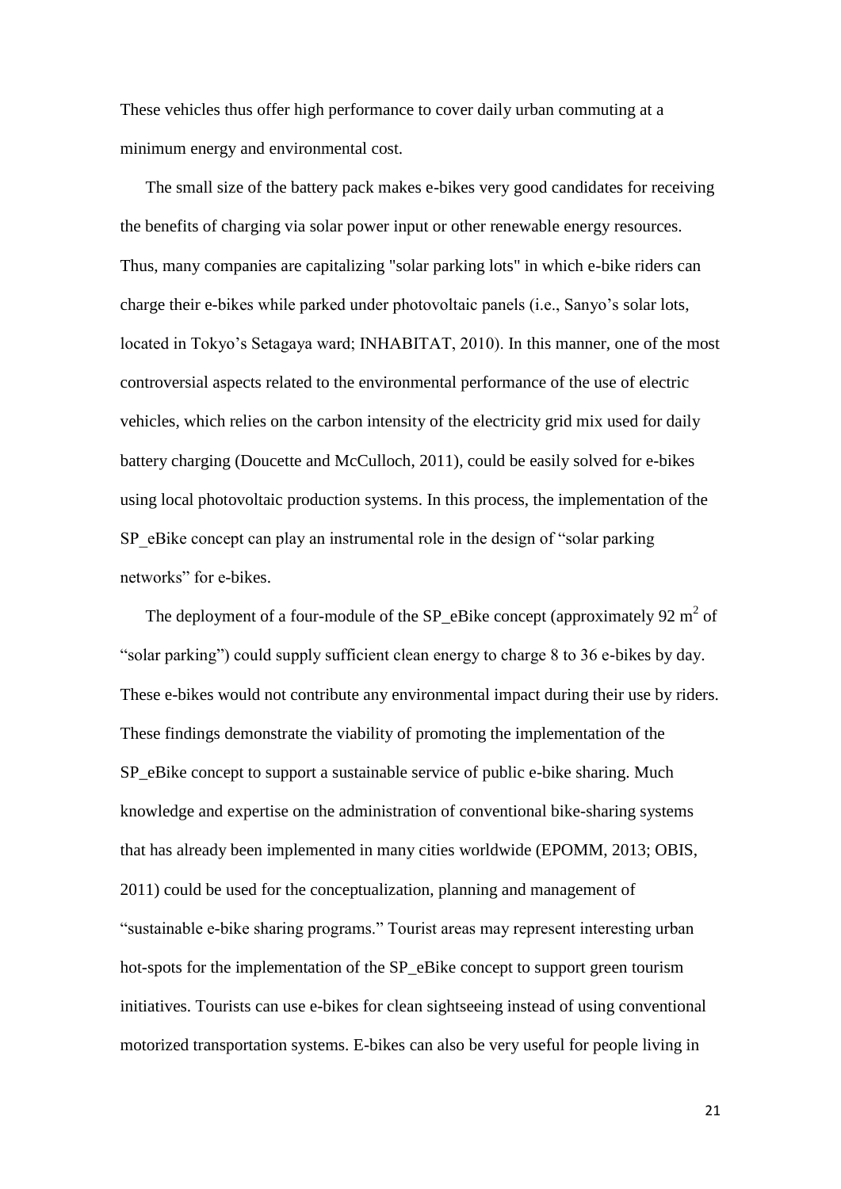These vehicles thus offer high performance to cover daily urban commuting at a minimum energy and environmental cost.

The small size of the battery pack makes e-bikes very good candidates for receiving the benefits of charging via solar power input or other renewable energy resources. Thus, many companies are capitalizing "solar parking lots" in which e-bike riders can charge their e-bikes while parked under photovoltaic panels (i.e., Sanyo's solar lots, located in Tokyo's Setagaya ward; INHABITAT, 2010). In this manner, one of the most controversial aspects related to the environmental performance of the use of electric vehicles, which relies on the carbon intensity of the electricity grid mix used for daily battery charging (Doucette and McCulloch, 2011), could be easily solved for e-bikes using local photovoltaic production systems. In this process, the implementation of the SP_eBike concept can play an instrumental role in the design of "solar parking networks" for e-bikes.

The deployment of a four-module of the SP_eBike concept (approximately 92 $m^2$ of "solar parking") could supply sufficient clean energy to charge 8 to 36 e-bikes by day. These e-bikes would not contribute any environmental impact during their use by riders. These findings demonstrate the viability of promoting the implementation of the SP_eBike concept to support a sustainable service of public e-bike sharing. Much knowledge and expertise on the administration of conventional bike-sharing systems that has already been implemented in many cities worldwide (EPOMM, 2013; OBIS, 2011) could be used for the conceptualization, planning and management of "sustainable e-bike sharing programs." Tourist areas may represent interesting urban hot-spots for the implementation of the SP_eBike concept to support green tourism initiatives. Tourists can use e-bikes for clean sightseeing instead of using conventional motorized transportation systems. E-bikes can also be very useful for people living in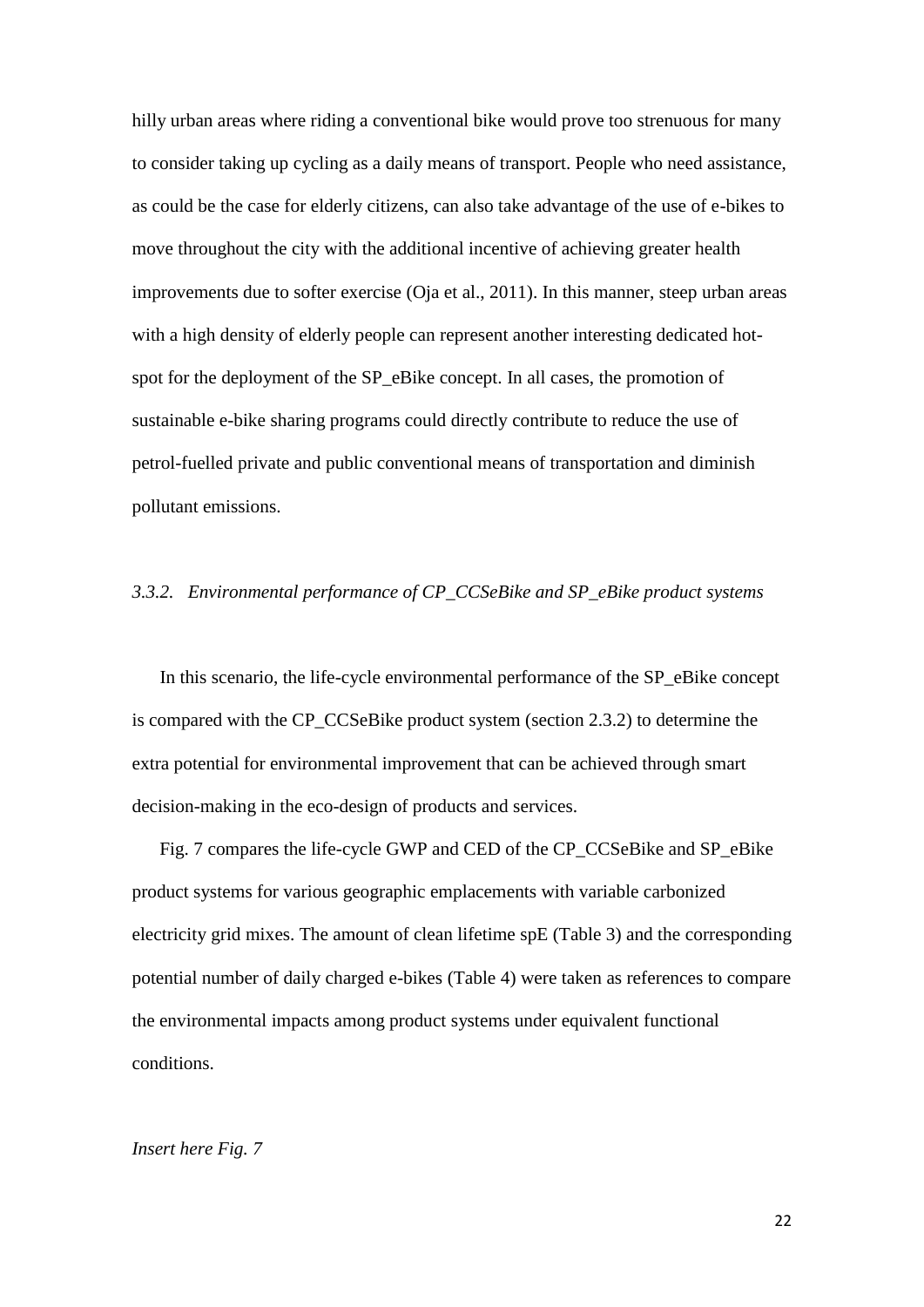hilly urban areas where riding a conventional bike would prove too strenuous for many to consider taking up cycling as a daily means of transport. People who need assistance, as could be the case for elderly citizens, can also take advantage of the use of e-bikes to move throughout the city with the additional incentive of achieving greater health improvements due to softer exercise (Oja et al., 2011). In this manner, steep urban areas with a high density of elderly people can represent another interesting dedicated hot-spot for the deployment of the SP_eBike concept. In all cases, the promotion of sustainable e-bike sharing programs could directly contribute to reduce the use of petrol-fuelled private and public conventional means of transportation and diminish pollutant emissions.

### *3.3.2. Environmental performance of CP_CCSeBike and SP_eBike product systems*

In this scenario, the life-cycle environmental performance of the SP_eBike concept is compared with the CP_CCSeBike product system (section 2.3.2) to determine the extra potential for environmental improvement that can be achieved through smart decision-making in the eco-design of products and services.

Fig. 7 compares the life-cycle GWP and CED of the CP_CCSeBike and SP_eBike product systems for various geographic emplacements with variable carbonized electricity grid mixes. The amount of clean lifetime spE (Table 3) and the corresponding potential number of daily charged e-bikes (Table 4) were taken as references to compare the environmental impacts among product systems under equivalent functional conditions.

*Insert here Fig. 7*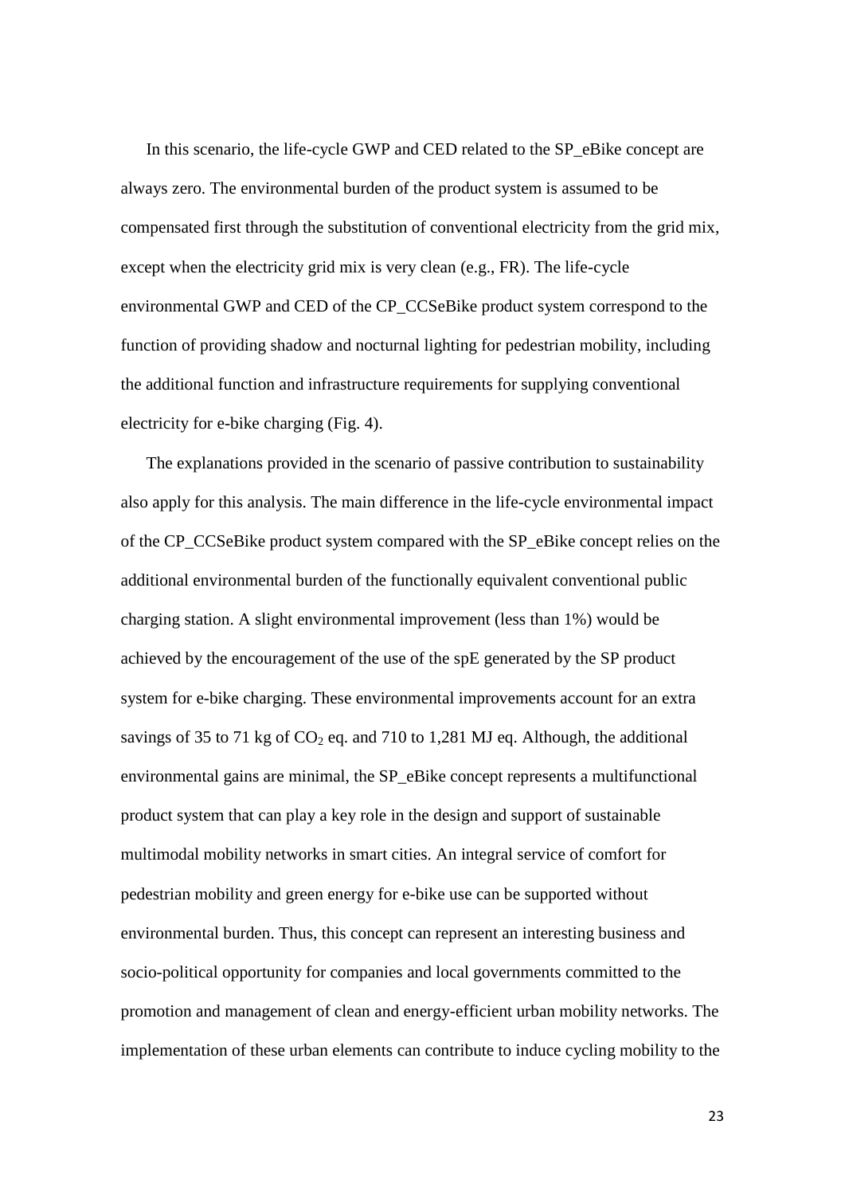In this scenario, the life-cycle GWP and CED related to the SP_eBike concept are always zero. The environmental burden of the product system is assumed to be compensated first through the substitution of conventional electricity from the grid mix, except when the electricity grid mix is very clean (e.g., FR). The life-cycle environmental GWP and CED of the CP_CCSeBike product system correspond to the function of providing shadow and nocturnal lighting for pedestrian mobility, including the additional function and infrastructure requirements for supplying conventional electricity for e-bike charging (Fig. 4).

The explanations provided in the scenario of passive contribution to sustainability also apply for this analysis. The main difference in the life-cycle environmental impact of the CP_CCSeBike product system compared with the SP_eBike concept relies on the additional environmental burden of the functionally equivalent conventional public charging station. A slight environmental improvement (less than 1%) would be achieved by the encouragement of the use of the spE generated by the SP product system for e-bike charging. These environmental improvements account for an extra savings of 35 to 71 kg of $CO_2$ eq. and 710 to 1,281 MJ eq. Although, the additional environmental gains are minimal, the SP_eBike concept represents a multifunctional product system that can play a key role in the design and support of sustainable multimodal mobility networks in smart cities. An integral service of comfort for pedestrian mobility and green energy for e-bike use can be supported without environmental burden. Thus, this concept can represent an interesting business and socio-political opportunity for companies and local governments committed to the promotion and management of clean and energy-efficient urban mobility networks. The implementation of these urban elements can contribute to induce cycling mobility to the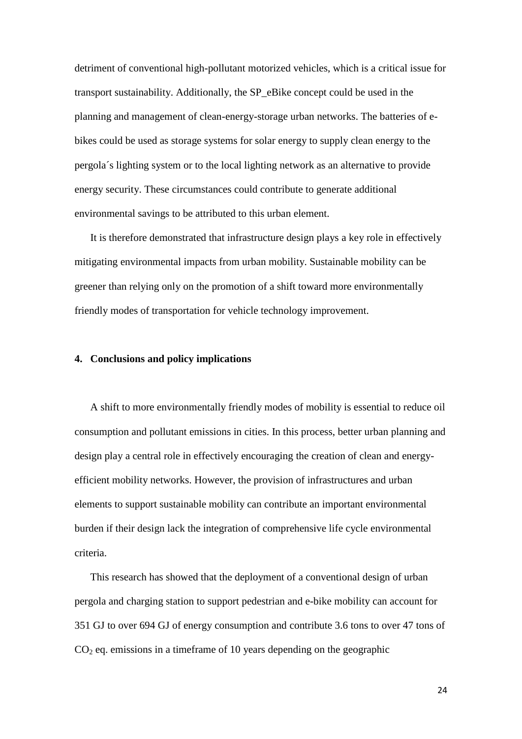detriment of conventional high-pollutant motorized vehicles, which is a critical issue for transport sustainability. Additionally, the SP_eBike concept could be used in the planning and management of clean-energy-storage urban networks. The batteries of e-bikes could be used as storage systems for solar energy to supply clean energy to the pergola´s lighting system or to the local lighting network as an alternative to provide energy security. These circumstances could contribute to generate additional environmental savings to be attributed to this urban element.

It is therefore demonstrated that infrastructure design plays a key role in effectively mitigating environmental impacts from urban mobility. Sustainable mobility can be greener than relying only on the promotion of a shift toward more environmentally friendly modes of transportation for vehicle technology improvement.

## 4. Conclusions and policy implications

A shift to more environmentally friendly modes of mobility is essential to reduce oil consumption and pollutant emissions in cities. In this process, better urban planning and design play a central role in effectively encouraging the creation of clean and energy-efficient mobility networks. However, the provision of infrastructures and urban elements to support sustainable mobility can contribute an important environmental burden if their design lack the integration of comprehensive life cycle environmental criteria.

This research has showed that the deployment of a conventional design of urban pergola and charging station to support pedestrian and e-bike mobility can account for 351 GJ to over 694 GJ of energy consumption and contribute 3.6 tons to over 47 tons of $CO_2$ eq. emissions in a timeframe of 10 years depending on the geographic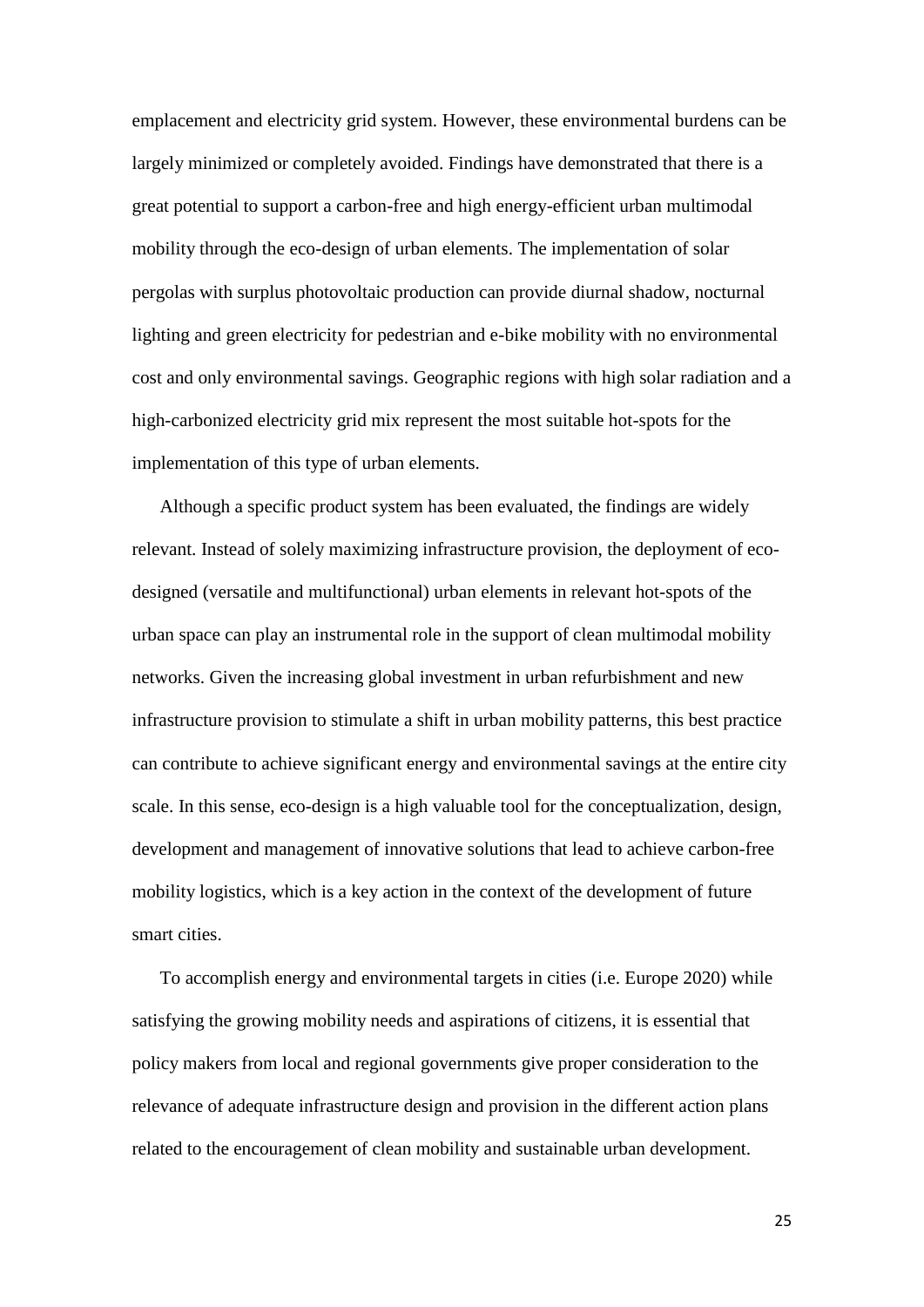emplacement and electricity grid system. However, these environmental burdens can be largely minimized or completely avoided. Findings have demonstrated that there is a great potential to support a carbon-free and high energy-efficient urban multimodal mobility through the eco-design of urban elements. The implementation of solar pergolas with surplus photovoltaic production can provide diurnal shadow, nocturnal lighting and green electricity for pedestrian and e-bike mobility with no environmental cost and only environmental savings. Geographic regions with high solar radiation and a high-carbonized electricity grid mix represent the most suitable hot-spots for the implementation of this type of urban elements.

Although a specific product system has been evaluated, the findings are widely relevant. Instead of solely maximizing infrastructure provision, the deployment of eco-designed (versatile and multifunctional) urban elements in relevant hot-spots of the urban space can play an instrumental role in the support of clean multimodal mobility networks. Given the increasing global investment in urban refurbishment and new infrastructure provision to stimulate a shift in urban mobility patterns, this best practice can contribute to achieve significant energy and environmental savings at the entire city scale. In this sense, eco-design is a high valuable tool for the conceptualization, design, development and management of innovative solutions that lead to achieve carbon-free mobility logistics, which is a key action in the context of the development of future smart cities.

To accomplish energy and environmental targets in cities (i.e. Europe 2020) while satisfying the growing mobility needs and aspirations of citizens, it is essential that policy makers from local and regional governments give proper consideration to the relevance of adequate infrastructure design and provision in the different action plans related to the encouragement of clean mobility and sustainable urban development.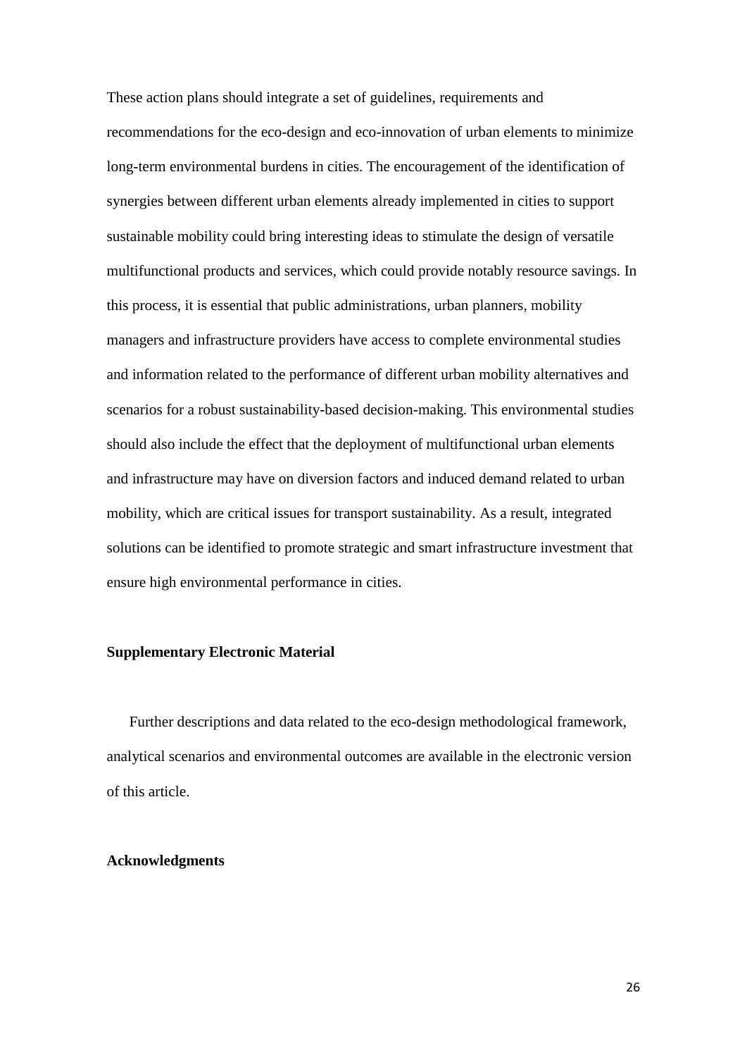These action plans should integrate a set of guidelines, requirements and recommendations for the eco-design and eco-innovation of urban elements to minimize long-term environmental burdens in cities. The encouragement of the identification of synergies between different urban elements already implemented in cities to support sustainable mobility could bring interesting ideas to stimulate the design of versatile multifunctional products and services, which could provide notably resource savings. In this process, it is essential that public administrations, urban planners, mobility managers and infrastructure providers have access to complete environmental studies and information related to the performance of different urban mobility alternatives and scenarios for a robust sustainability-based decision-making. This environmental studies should also include the effect that the deployment of multifunctional urban elements and infrastructure may have on diversion factors and induced demand related to urban mobility, which are critical issues for transport sustainability. As a result, integrated solutions can be identified to promote strategic and smart infrastructure investment that ensure high environmental performance in cities.

## Supplementary Electronic Material

Further descriptions and data related to the eco-design methodological framework, analytical scenarios and environmental outcomes are available in the electronic version of this article.

## Acknowledgments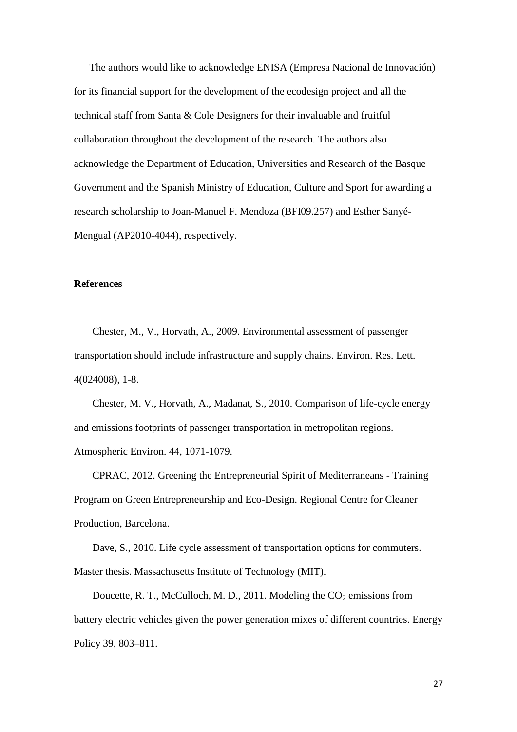The authors would like to acknowledge ENISA (Empresa Nacional de Innovación) for its financial support for the development of the ecodesign project and all the technical staff from Santa & Cole Designers for their invaluable and fruitful collaboration throughout the development of the research. The authors also acknowledge the Department of Education, Universities and Research of the Basque Government and the Spanish Ministry of Education, Culture and Sport for awarding a research scholarship to Joan-Manuel F. Mendoza (BFI09.257) and Esther Sanyé-Mengual (AP2010-4044), respectively.

**References**

Chester, M., V., Horvath, A., 2009. Environmental assessment of passenger transportation should include infrastructure and supply chains. Environ. Res. Lett. 4(024008), 1-8.

Chester, M. V., Horvath, A., Madanat, S., 2010. Comparison of life-cycle energy and emissions footprints of passenger transportation in metropolitan regions. Atmospheric Environ. 44, 1071-1079.

CPRAC, 2012. Greening the Entrepreneurial Spirit of Mediterraneans - Training Program on Green Entrepreneurship and Eco-Design. Regional Centre for Cleaner Production, Barcelona.

Dave, S., 2010. Life cycle assessment of transportation options for commuters. Master thesis. Massachusetts Institute of Technology (MIT).

Doucette, R. T., McCulloch, M. D., 2011. Modeling the $CO_2$ emissions from battery electric vehicles given the power generation mixes of different countries. Energy Policy 39, 803–811.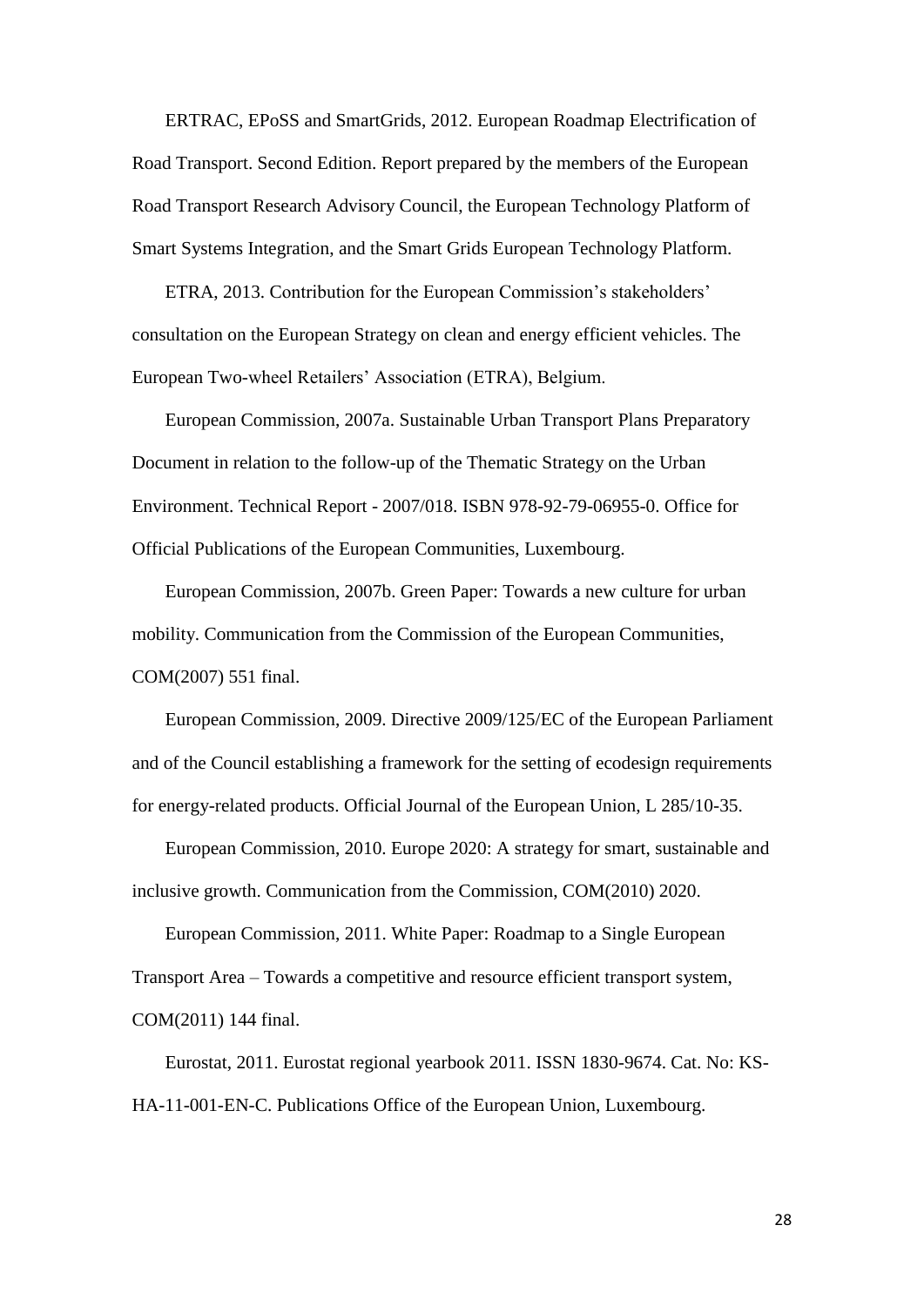ERTRAC, EPoSS and SmartGrids, 2012. European Roadmap Electrification of Road Transport. Second Edition. Report prepared by the members of the European Road Transport Research Advisory Council, the European Technology Platform of Smart Systems Integration, and the Smart Grids European Technology Platform.

ETRA, 2013. Contribution for the European Commission's stakeholders' consultation on the European Strategy on clean and energy efficient vehicles. The European Two-wheel Retailers' Association (ETRA), Belgium.

European Commission, 2007a. Sustainable Urban Transport Plans Preparatory Document in relation to the follow-up of the Thematic Strategy on the Urban Environment. Technical Report - 2007/018. ISBN 978-92-79-06955-0. Office for Official Publications of the European Communities, Luxembourg.

European Commission, 2007b. Green Paper: Towards a new culture for urban mobility. Communication from the Commission of the European Communities, COM(2007) 551 final.

European Commission, 2009. Directive 2009/125/EC of the European Parliament and of the Council establishing a framework for the setting of ecodesign requirements for energy-related products. Official Journal of the European Union, L 285/10-35.

European Commission, 2010. Europe 2020: A strategy for smart, sustainable and inclusive growth. Communication from the Commission, COM(2010) 2020.

European Commission, 2011. White Paper: Roadmap to a Single European Transport Area – Towards a competitive and resource efficient transport system, COM(2011) 144 final.

Eurostat, 2011. Eurostat regional yearbook 2011. ISSN 1830-9674. Cat. No: KS-HA-11-001-EN-C. Publications Office of the European Union, Luxembourg.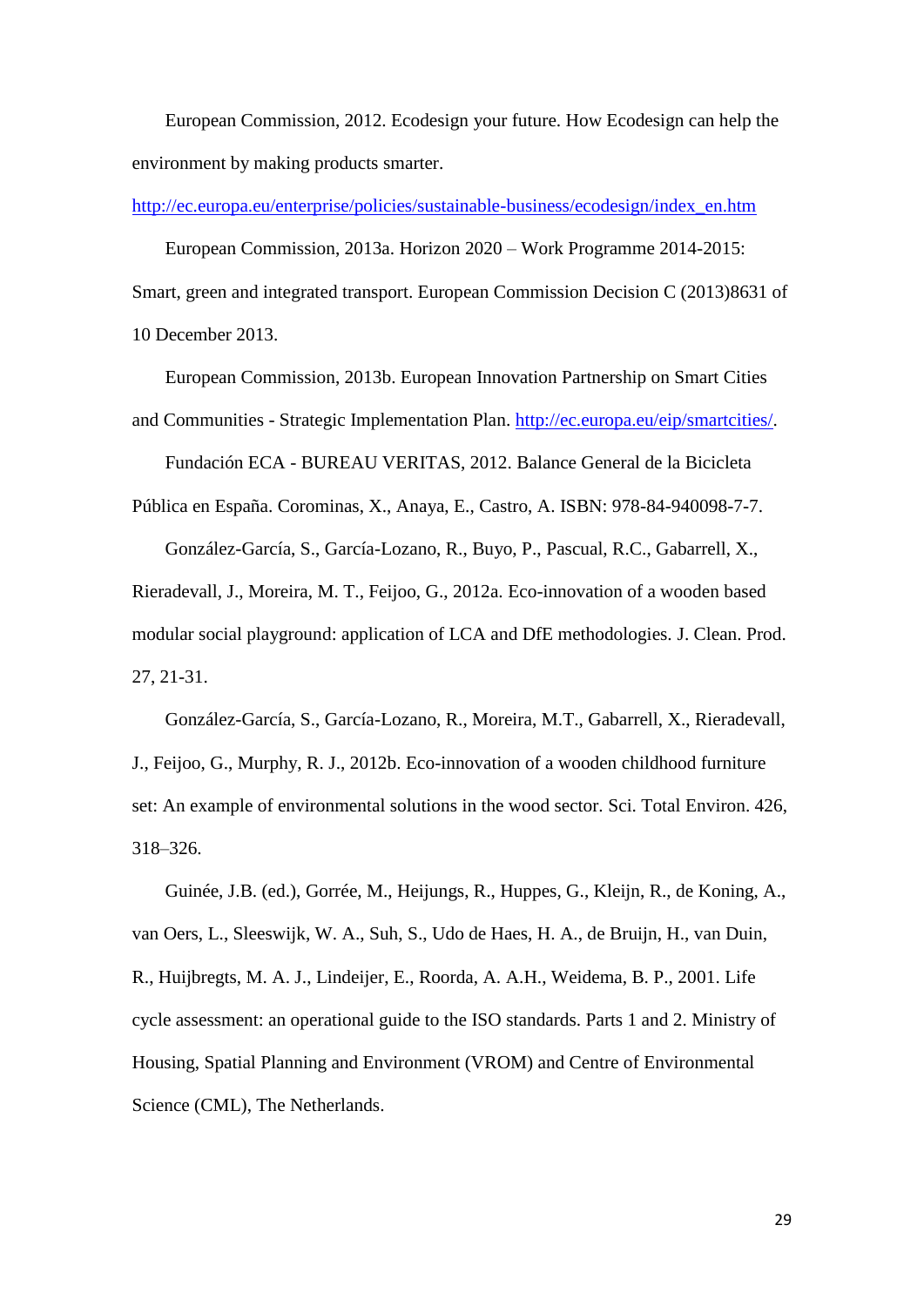European Commission, 2012. Ecodesign your future. How Ecodesign can help the environment by making products smarter. http://ec.europa.eu/enterprise/policies/sustainable-business/ecodesign/index_en.htm

European Commission, 2013a. Horizon 2020 – Work Programme 2014-2015: Smart, green and integrated transport. European Commission Decision C (2013)8631 of 10 December 2013.

European Commission, 2013b. European Innovation Partnership on Smart Cities and Communities - Strategic Implementation Plan. http://ec.europa.eu/eip/smartcities/.

Fundación ECA - BUREAU VERITAS, 2012. Balance General de la Bicicleta Pública en España. Corominas, X., Anaya, E., Castro, A. ISBN: 978-84-940098-7-7.

González-García, S., García-Lozano, R., Buyo, P., Pascual, R.C., Gabarrell, X., Rieradevall, J., Moreira, M. T., Feijoo, G., 2012a. Eco-innovation of a wooden based modular social playground: application of LCA and DfE methodologies. J. Clean. Prod. 27, 21-31.

González-García, S., García-Lozano, R., Moreira, M.T., Gabarrell, X., Rieradevall, J., Feijoo, G., Murphy, R. J., 2012b. Eco-innovation of a wooden childhood furniture set: An example of environmental solutions in the wood sector. Sci. Total Environ. 426, 318–326.

Guinée, J.B. (ed.), Gorrée, M., Heijungs, R., Huppes, G., Kleijn, R., de Koning, A., van Oers, L., Sleeswijk, W. A., Suh, S., Udo de Haes, H. A., de Bruijn, H., van Duin, R., Huijbregts, M. A. J., Lindeijer, E., Roorda, A. A.H., Weidema, B. P., 2001. Life cycle assessment: an operational guide to the ISO standards. Parts 1 and 2. Ministry of Housing, Spatial Planning and Environment (VROM) and Centre of Environmental Science (CML), The Netherlands.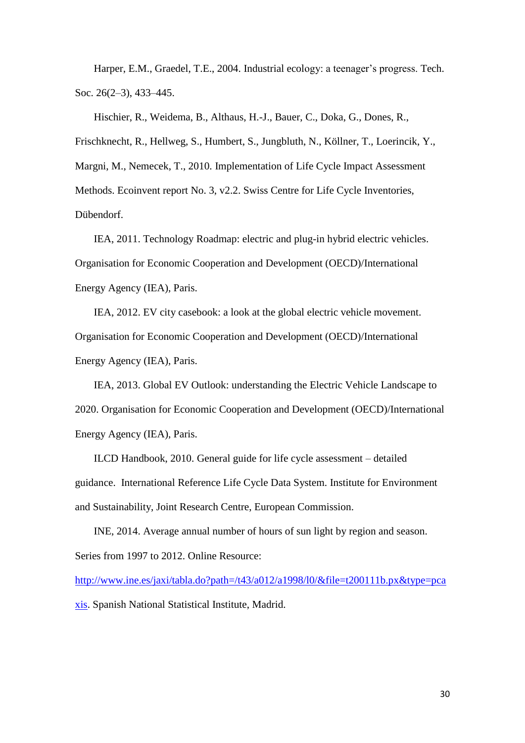Harper, E.M., Graedel, T.E., 2004. Industrial ecology: a teenager's progress. Tech. Soc. 26(2–3), 433–445.

Hischier, R., Weidema, B., Althaus, H.-J., Bauer, C., Doka, G., Dones, R., Frischknecht, R., Hellweg, S., Humbert, S., Jungbluth, N., Köllner, T., Loerincik, Y., Margni, M., Nemecek, T., 2010. Implementation of Life Cycle Impact Assessment Methods. Ecoinvent report No. 3, v2.2. Swiss Centre for Life Cycle Inventories, Dübendorf.

IEA, 2011. Technology Roadmap: electric and plug-in hybrid electric vehicles. Organisation for Economic Cooperation and Development (OECD)/International Energy Agency (IEA), Paris.

IEA, 2012. EV city casebook: a look at the global electric vehicle movement. Organisation for Economic Cooperation and Development (OECD)/International Energy Agency (IEA), Paris.

IEA, 2013. Global EV Outlook: understanding the Electric Vehicle Landscape to 2020. Organisation for Economic Cooperation and Development (OECD)/International Energy Agency (IEA), Paris.

ILCD Handbook, 2010. General guide for life cycle assessment – detailed guidance. International Reference Life Cycle Data System. Institute for Environment and Sustainability, Joint Research Centre, European Commission.

INE, 2014. Average annual number of hours of sun light by region and season. Series from 1997 to 2012. Online Resource: [http://www.ine.es/jaxi/tabla.do?path=/t43/a012/a1998/l0/&file=t200111b.px&type=pcaxis](http://www.ine.es/jaxi/tabla.do?path=/t43/a012/a1998/l0/&file=t200111b.px&type=pcaxis). Spanish National Statistical Institute, Madrid.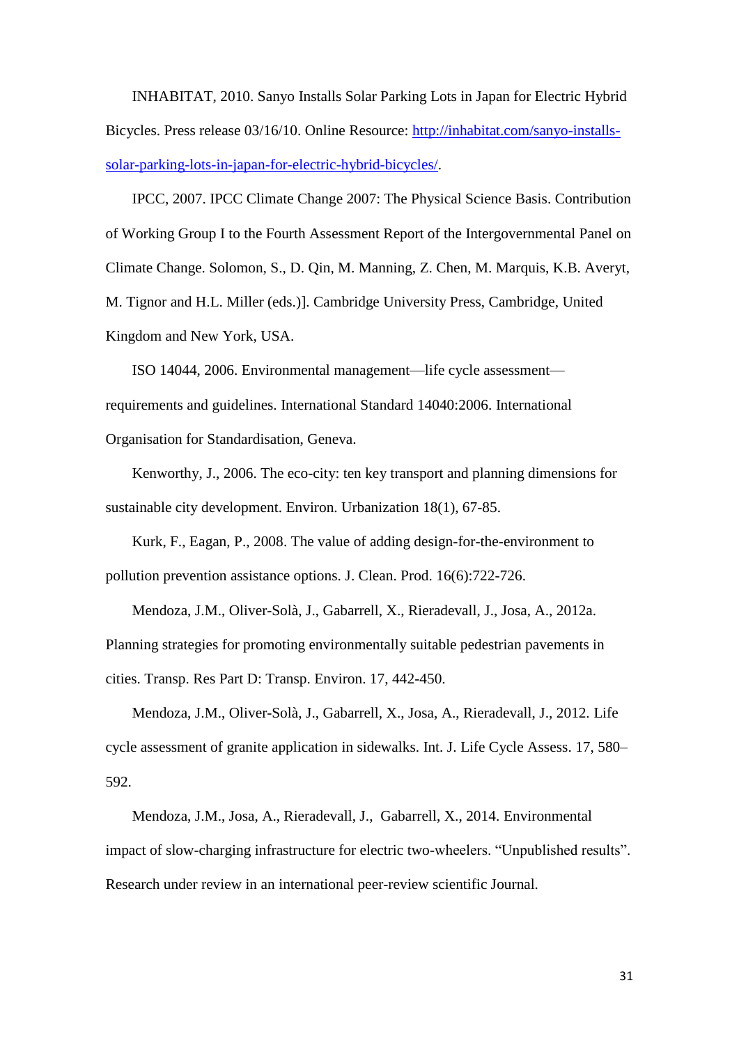INHABITAT, 2010. Sanyo Installs Solar Parking Lots in Japan for Electric Hybrid Bicycles. Press release 03/16/10. Online Resource: [http://inhabitat.com/sanyo-installs-solar-parking-lots-in-japan-for-electric-hybrid-bicycles/](http://inhabitat.com/sanyo-installs-solar-parking-lots-in-japan-for-electric-hybrid-bicycles/).

IPCC, 2007. IPCC Climate Change 2007: The Physical Science Basis. Contribution of Working Group I to the Fourth Assessment Report of the Intergovernmental Panel on Climate Change. Solomon, S., D. Qin, M. Manning, Z. Chen, M. Marquis, K.B. Averyt, M. Tignor and H.L. Miller (eds.)]. Cambridge University Press, Cambridge, United Kingdom and New York, USA.

ISO 14044, 2006. Environmental management—life cycle assessment—requirements and guidelines. International Standard 14040:2006. International Organisation for Standardisation, Geneva.

Kenworthy, J., 2006. The eco-city: ten key transport and planning dimensions for sustainable city development. Environ. Urbanization 18(1), 67-85.

Kurk, F., Eagan, P., 2008. The value of adding design-for-the-environment to pollution prevention assistance options. J. Clean. Prod. 16(6):722-726.

Mendoza, J.M., Oliver-Solà, J., Gabarrell, X., Rieradevall, J., Josa, A., 2012a. Planning strategies for promoting environmentally suitable pedestrian pavements in cities. Transp. Res Part D: Transp. Environ. 17, 442-450.

Mendoza, J.M., Oliver-Solà, J., Gabarrell, X., Josa, A., Rieradevall, J., 2012. Life cycle assessment of granite application in sidewalks. Int. J. Life Cycle Assess. 17, 580–592.

Mendoza, J.M., Josa, A., Rieradevall, J., Gabarrell, X., 2014. Environmental impact of slow-charging infrastructure for electric two-wheelers. "Unpublished results". Research under review in an international peer-review scientific Journal.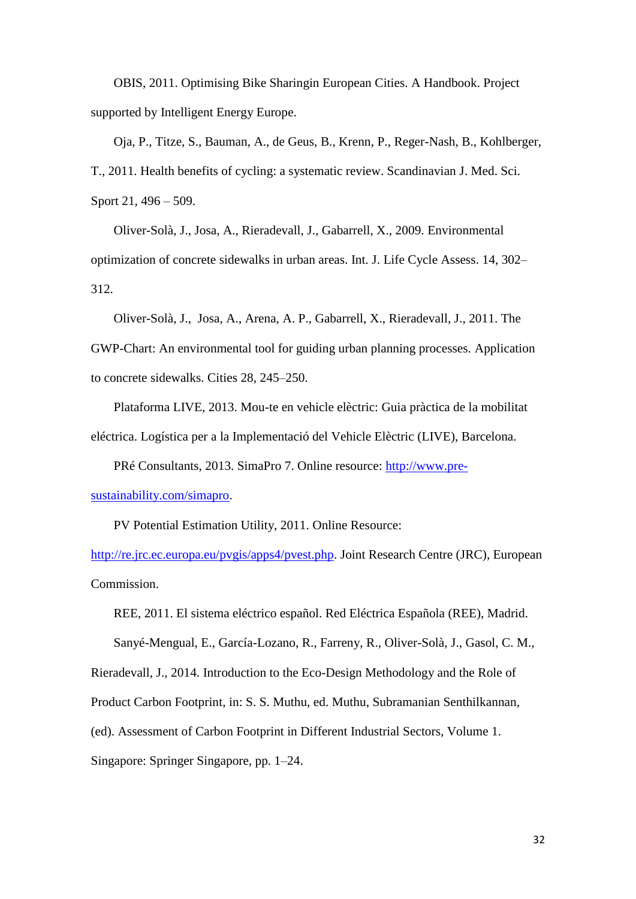OBIS, 2011. Optimising Bike Sharingin European Cities. A Handbook. Project supported by Intelligent Energy Europe.

Oja, P., Titze, S., Bauman, A., de Geus, B., Krenn, P., Reger-Nash, B., Kohlberger, T., 2011. Health benefits of cycling: a systematic review. Scandinavian J. Med. Sci. Sport 21, 496 – 509.

Oliver-Solà, J., Josa, A., Rieradevall, J., Gabarrell, X., 2009. Environmental optimization of concrete sidewalks in urban areas. Int. J. Life Cycle Assess. 14, 302–312.

Oliver-Solà, J., Josa, A., Arena, A. P., Gabarrell, X., Rieradevall, J., 2011. The GWP-Chart: An environmental tool for guiding urban planning processes. Application to concrete sidewalks. Cities 28, 245–250.

Plataforma LIVE, 2013. Mou-te en vehicle elèctric: Guia pràctica de la mobilitat eléctrica. Logística per a la Implementació del Vehicle Elèctric (LIVE), Barcelona.

PRé Consultants, 2013. SimaPro 7. Online resource: http://www.pre-sustainability.com/simapro.

PV Potential Estimation Utility, 2011. Online Resource: http://re.jrc.ec.europa.eu/pvgis/apps4/pvest.php. Joint Research Centre (JRC), European Commission.

REE, 2011. El sistema eléctrico español. Red Eléctrica Española (REE), Madrid.

Sanyé-Mengual, E., García-Lozano, R., Farreny, R., Oliver-Solà, J., Gasol, C. M., Rieradevall, J., 2014. Introduction to the Eco-Design Methodology and the Role of Product Carbon Footprint, in: S. S. Muthu, ed. Muthu, Subramanian Senthilkannan, (ed). Assessment of Carbon Footprint in Different Industrial Sectors, Volume 1. Singapore: Springer Singapore, pp. 1–24.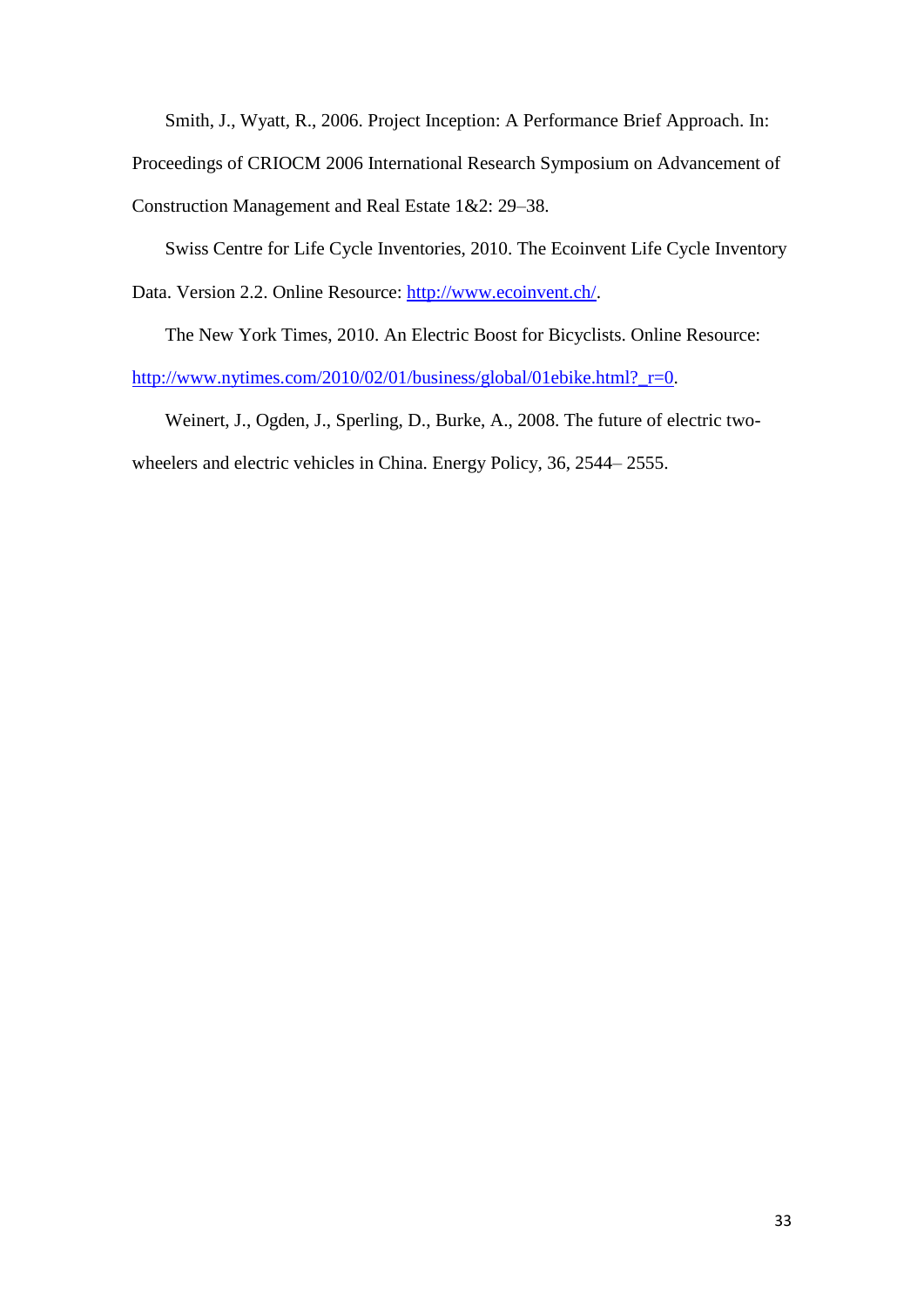Smith, J., Wyatt, R., 2006. Project Inception: A Performance Brief Approach. In: Proceedings of CRIOCM 2006 International Research Symposium on Advancement of Construction Management and Real Estate 1&2: 29–38.

Swiss Centre for Life Cycle Inventories, 2010. The Ecoinvent Life Cycle Inventory Data. Version 2.2. Online Resource: http://www.ecoinvent.ch/.

The New York Times, 2010. An Electric Boost for Bicyclists. Online Resource: http://www.nytimes.com/2010/02/01/business/global/01ebike.html?_r=0.

Weinert, J., Ogden, J., Sperling, D., Burke, A., 2008. The future of electric two-wheelers and electric vehicles in China. Energy Policy, 36, 2544– 2555.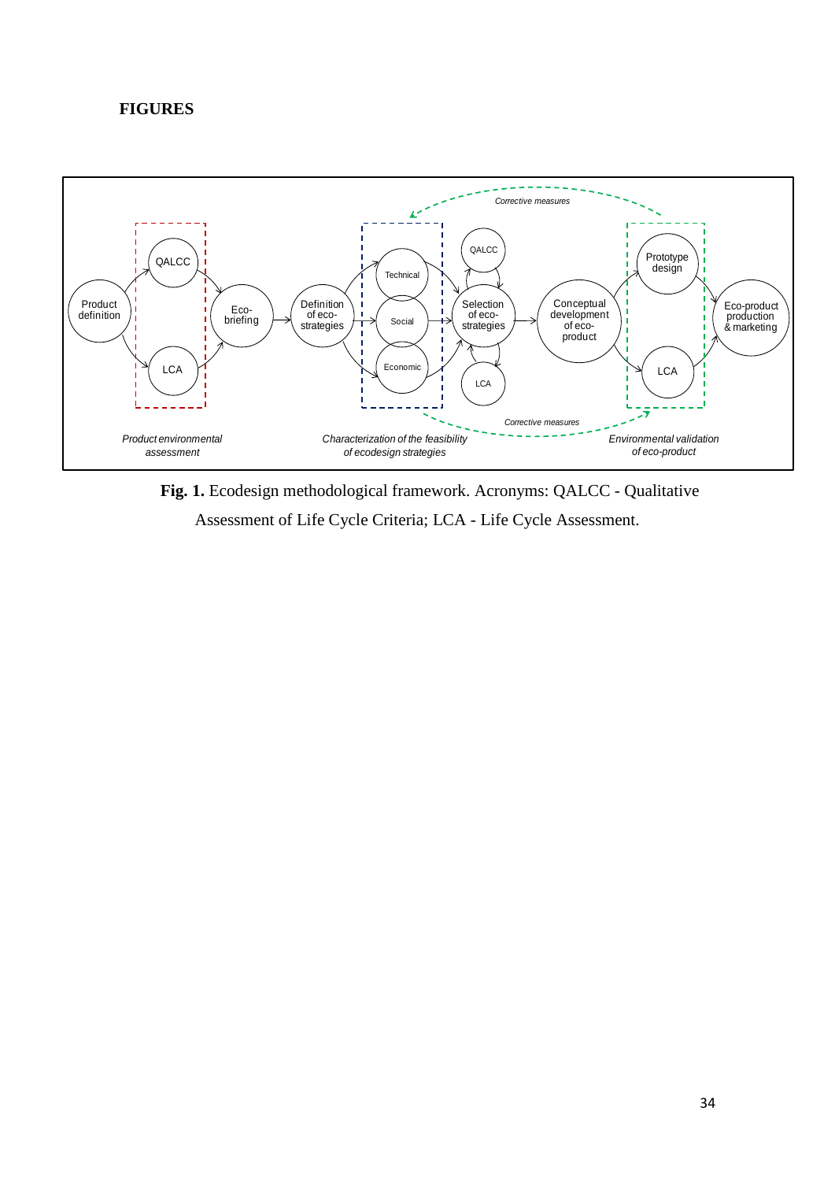# FIGURES

**Fig. 1.** Ecodesign methodological framework. Acronyms: QALCC - Qualitative Assessment of Life Cycle Criteria; LCA - Life Cycle Assessment.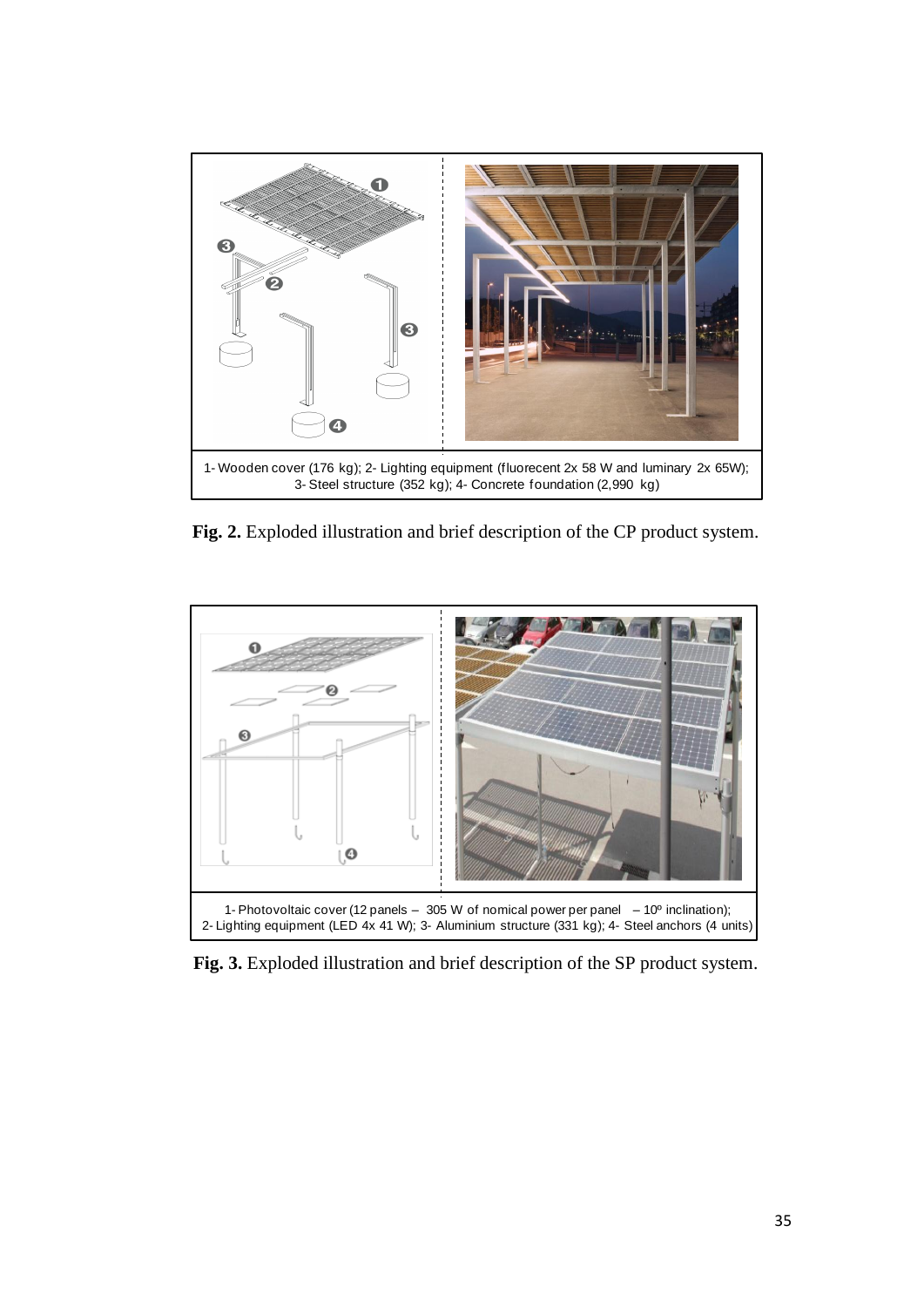1- Wooden cover (176 kg); 2- Lighting equipment (fluorecent 2x 58 W and luminary 2x 65W); 3- Steel structure (352 kg); 4- Concrete foundation (2,990 kg)

**Fig. 2.** Exploded illustration and brief description of the CP product system.

1- Photovoltaic cover (12 panels – 305 W of nomical power per panel – 10º inclination); 2- Lighting equipment (LED 4x 41 W); 3- Aluminium structure (331 kg); 4- Steel anchors (4 units)

**Fig. 3.** Exploded illustration and brief description of the SP product system.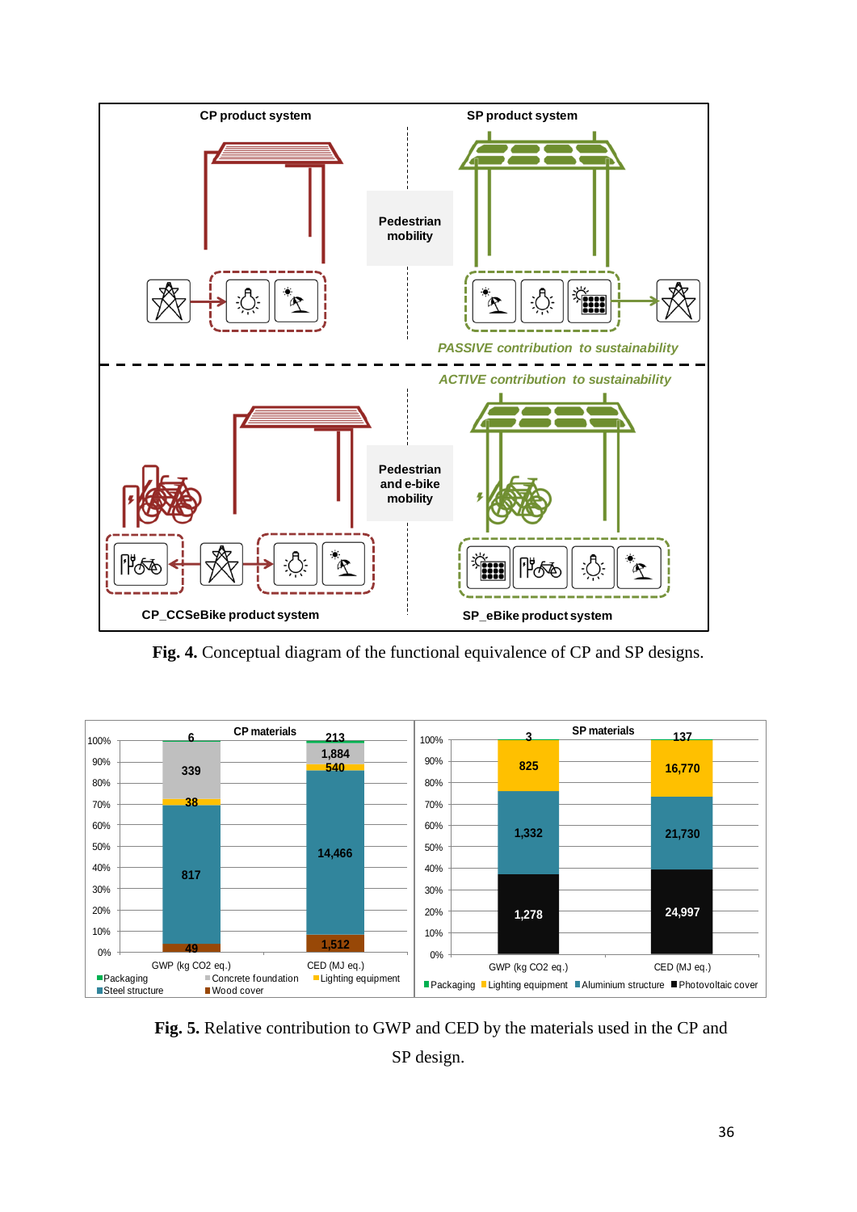Fig. 4. Conceptual diagram of the functional equivalence of CP and SP designs.

Fig. 5. Relative contribution to GWP and CED by the materials used in the CP and SP design.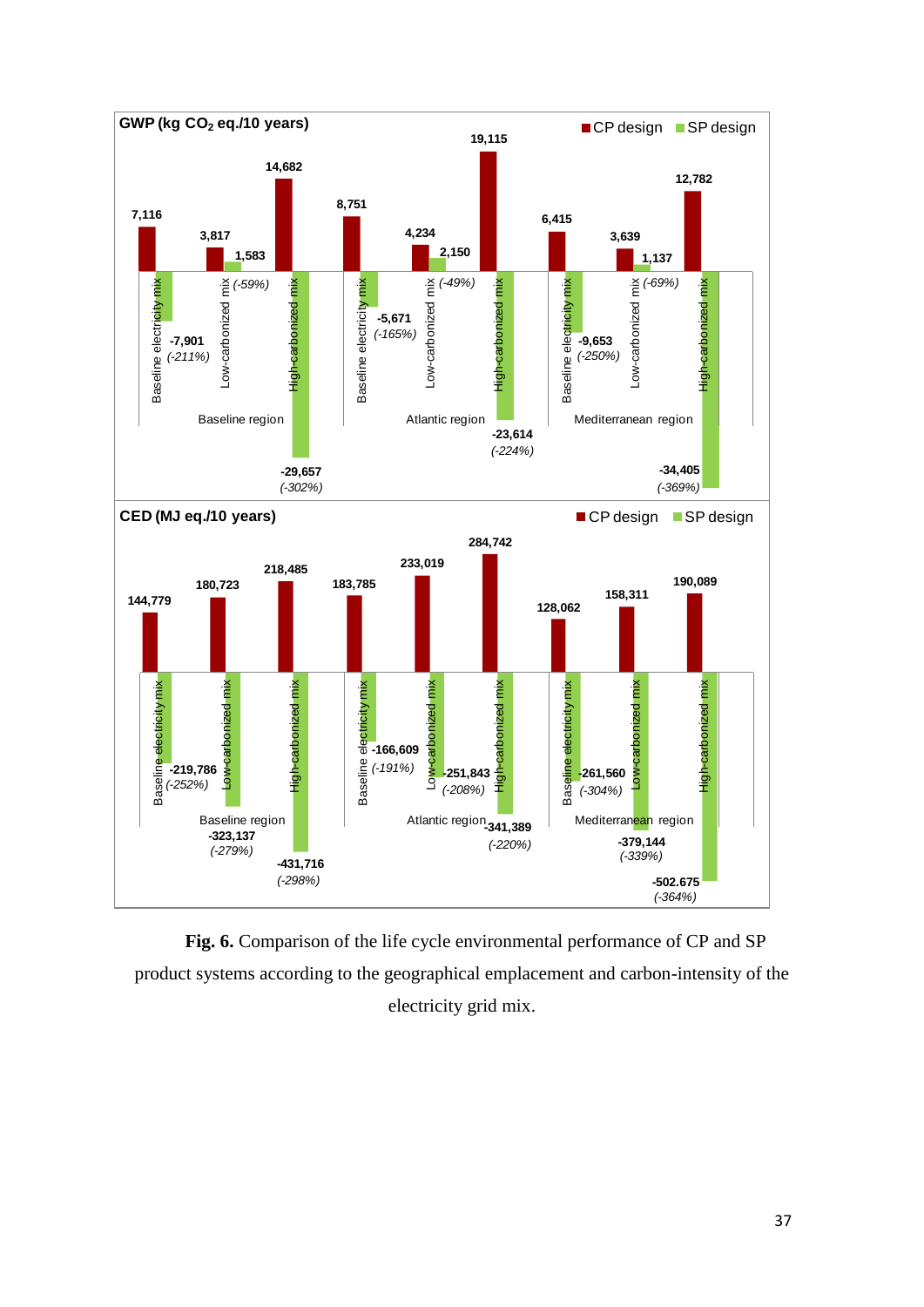**GWP (kg $CO_2$ eq./10 years)**

| Region | Electricity mix | CP design | SP design |
|---|---|---|---|
| Baseline region | Baseline electricity mix | 7,116 | -7,901 *(-211%)* |
| Baseline region | Low-carbonized mix | 3,817 | 1,583 *(-59%)* |
| Baseline region | High-carbonized mix | 14,682 | -29,657 *(-302%)* |
| Atlantic region | Baseline electricity mix | 8,751 | -5,671 *(-165%)* |
| Atlantic region | Low-carbonized mix | 4,234 | 2,150 *(-49%)* |
| Atlantic region | High-carbonized mix | 19,115 | -23,614 *(-224%)* |
| Mediterranean region | Baseline electricity mix | 6,415 | -9,653 *(-250%)* |
| Mediterranean region | Low-carbonized mix | 3,639 | 1,137 *(-69%)* |
| Mediterranean region | High-carbonized mix | 12,782 | -34,405 *(-369%)* |

**CED (MJ eq./10 years)**

| Region | Electricity mix | CP design | SP design |
|---|---|---|---|
| Baseline region | Baseline electricity mix | 144,779 | -219,786 *(-252%)* |
| Baseline region | Low-carbonized mix | 180,723 | -323,137 *(-279%)* |
| Baseline region | High-carbonized mix | 218,485 | -431,716 *(-298%)* |
| Atlantic region | Baseline electricity mix | 183,785 | -166,609 *(-191%)* |
| Atlantic region | Low-carbonized mix | 233,019 | -251,843 *(-208%)* |
| Atlantic region | High-carbonized mix | 284,742 | -341,389 *(-220%)* |
| Mediterranean region | Baseline electricity mix | 128,062 | -261,560 *(-304%)* |
| Mediterranean region | Low-carbonized mix | 158,311 | -379,144 *(-339%)* |
| Mediterranean region | High-carbonized mix | 190,089 | -502.675 *(-364%)* |

**Fig. 6.** Comparison of the life cycle environmental performance of CP and SP product systems according to the geographical emplacement and carbon-intensity of the electricity grid mix.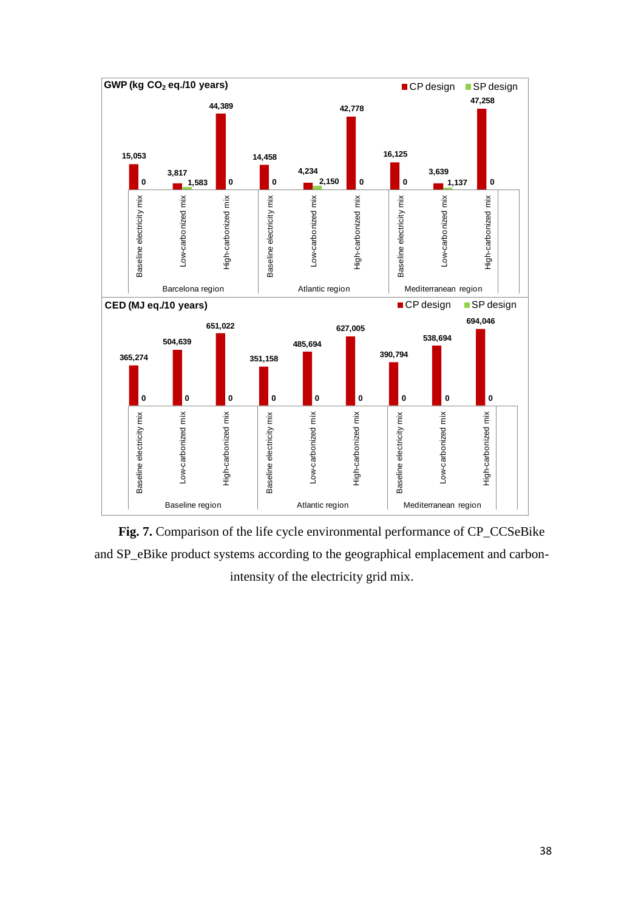| GWP (kg $CO_2$ eq./10 years) | | CP design | SP design |
|---|---|---|---|
| Barcelona region | Baseline electricity mix | 15,053 | 0 |
| | Low-carbonized mix | 3,817 | 1,583 |
| | High-carbonized mix | 44,389 | 0 |
| Atlantic region | Baseline electricity mix | 14,458 | 0 |
| | Low-carbonized mix | 4,234 | 2,150 |
| | High-carbonized mix | 42,778 | 0 |
| Mediterranean region | Baseline electricity mix | 16,125 | 0 |
| | Low-carbonized mix | 3,639 | 1,137 |
| | High-carbonized mix | 47,258 | 0 |

| CED (MJ eq./10 years) | | CP design | SP design |
|---|---|---|---|
| Baseline region | Baseline electricity mix | 365,274 | 0 |
| | Low-carbonized mix | 504,639 | 0 |
| | High-carbonized mix | 651,022 | 0 |
| Atlantic region | Baseline electricity mix | 351,158 | 0 |
| | Low-carbonized mix | 485,694 | 0 |
| | High-carbonized mix | 627,005 | 0 |
| Mediterranean region | Baseline electricity mix | 390,794 | 0 |
| | Low-carbonized mix | 538,694 | 0 |
| | High-carbonized mix | 694,046 | 0 |

**Fig. 7.** Comparison of the life cycle environmental performance of CP_CCSeBike and SP_eBike product systems according to the geographical emplacement and carbon-intensity of the electricity grid mix.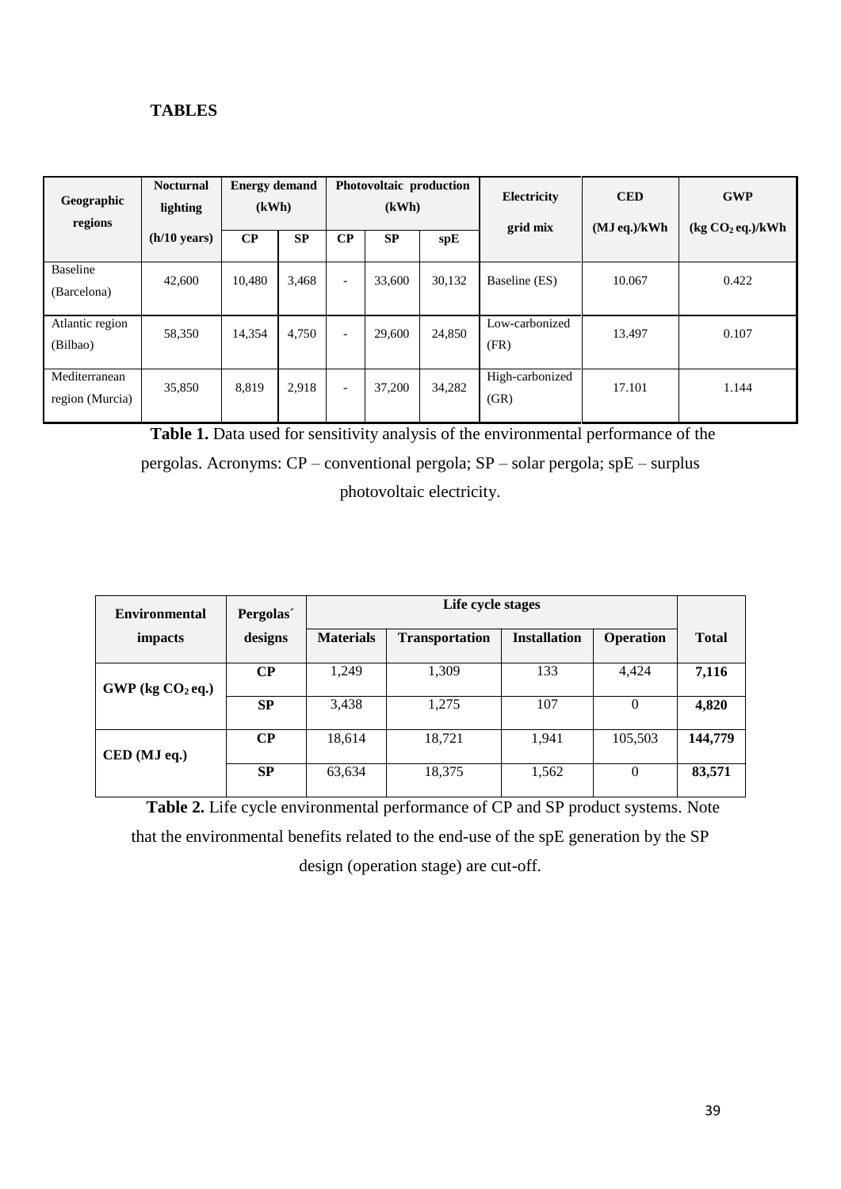**TABLES**

| Geographic regions | Nocturnal lighting (h/10 years) | Energy demand (kWh) | | Photovoltaic production (kWh) | | | Electricity grid mix | CED (MJ eq.)/kWh | GWP (kg $CO_2$ eq.)/kWh |
|---|---|---|---|---|---|---|---|---|---|
| | | CP | SP | CP | SP | spE | | | |
| Baseline (Barcelona) | 42,600 | 10,480 | 3,468 | - | 33,600 | 30,132 | Baseline (ES) | 10.067 | 0.422 |
| Atlantic region (Bilbao) | 58,350 | 14,354 | 4,750 | - | 29,600 | 24,850 | Low-carbonized (FR) | 13.497 | 0.107 |
| Mediterranean region (Murcia) | 35,850 | 8,819 | 2,918 | - | 37,200 | 34,282 | High-carbonized (GR) | 17.101 | 1.144 |

**Table 1.** Data used for sensitivity analysis of the environmental performance of the pergolas. Acronyms: CP – conventional pergola; SP – solar pergola; spE – surplus photovoltaic electricity.

| Environmental impacts | Pergolas´ designs | Life cycle stages | | | | |
|---|---|---|---|---|---|---|
| | | Materials | Transportation | Installation | Operation | Total |
| GWP (kg $CO_2$ eq.) | CP | 1,249 | 1,309 | 133 | 4,424 | **7,116** |
| | SP | 3,438 | 1,275 | 107 | 0 | **4,820** |
| CED (MJ eq.) | CP | 18,614 | 18,721 | 1,941 | 105,503 | **144,779** |
| | SP | 63,634 | 18,375 | 1,562 | 0 | **83,571** |

**Table 2.** Life cycle environmental performance of CP and SP product systems. Note that the environmental benefits related to the end-use of the spE generation by the SP design (operation stage) are cut-off.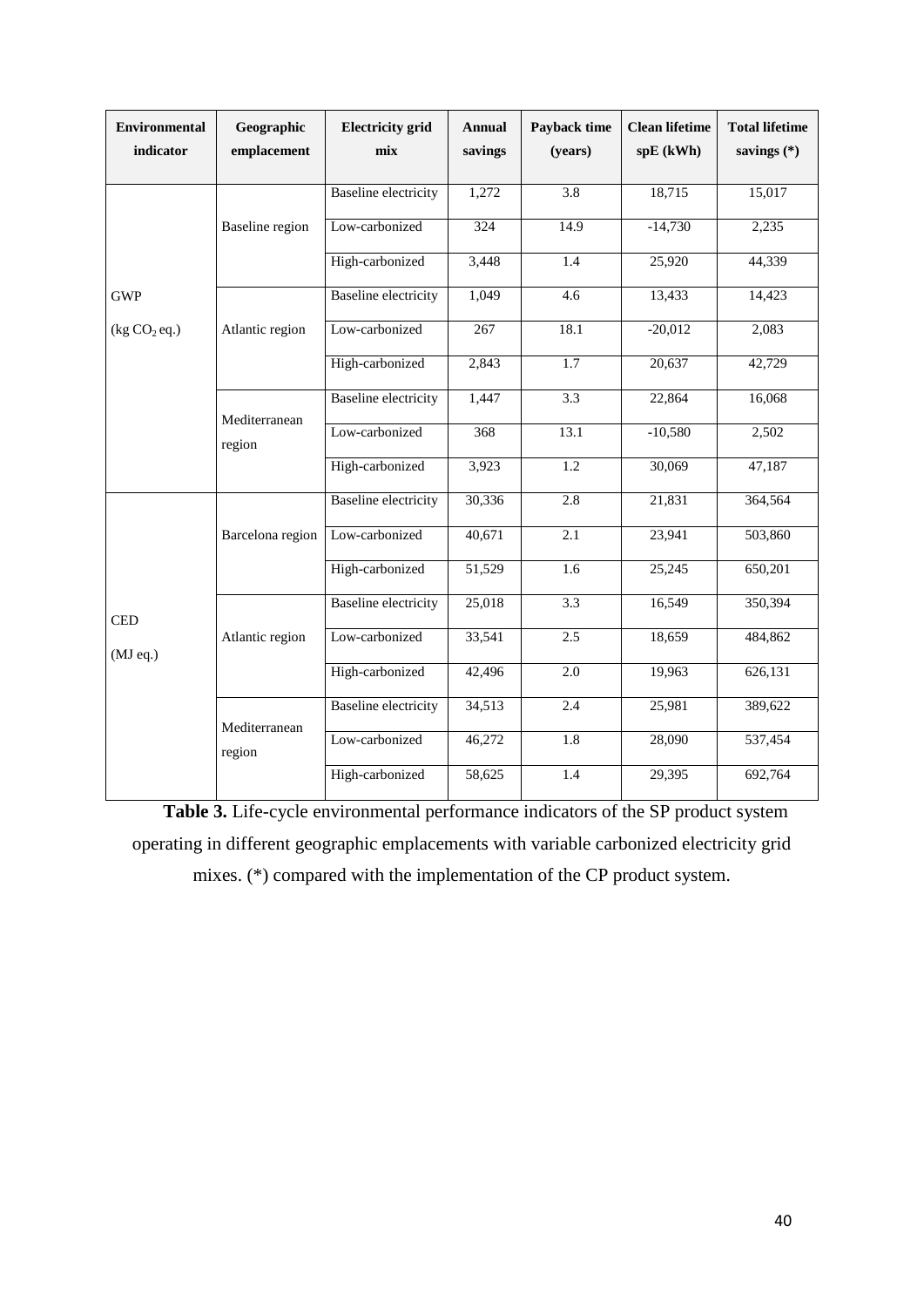| Environmental indicator | Geographic emplacement | Electricity grid mix | Annual savings | Payback time (years) | Clean lifetime spE (kWh) | Total lifetime savings (*) |
|---|---|---|---|---|---|---|
| GWP ($kg\ CO_2$ eq.) | Baseline region | Baseline electricity | 1,272 | 3.8 | 18,715 | 15,017 |
| | | Low-carbonized | 324 | 14.9 | -14,730 | 2,235 |
| | | High-carbonized | 3,448 | 1.4 | 25,920 | 44,339 |
| | Atlantic region | Baseline electricity | 1,049 | 4.6 | 13,433 | 14,423 |
| | | Low-carbonized | 267 | 18.1 | -20,012 | 2,083 |
| | | High-carbonized | 2,843 | 1.7 | 20,637 | 42,729 |
| | Mediterranean region | Baseline electricity | 1,447 | 3.3 | 22,864 | 16,068 |
| | | Low-carbonized | 368 | 13.1 | -10,580 | 2,502 |
| | | High-carbonized | 3,923 | 1.2 | 30,069 | 47,187 |
| CED (MJ eq.) | Barcelona region | Baseline electricity | 30,336 | 2.8 | 21,831 | 364,564 |
| | | Low-carbonized | 40,671 | 2.1 | 23,941 | 503,860 |
| | | High-carbonized | 51,529 | 1.6 | 25,245 | 650,201 |
| | Atlantic region | Baseline electricity | 25,018 | 3.3 | 16,549 | 350,394 |
| | | Low-carbonized | 33,541 | 2.5 | 18,659 | 484,862 |
| | | High-carbonized | 42,496 | 2.0 | 19,963 | 626,131 |
| | Mediterranean region | Baseline electricity | 34,513 | 2.4 | 25,981 | 389,622 |
| | | Low-carbonized | 46,272 | 1.8 | 28,090 | 537,454 |
| | | High-carbonized | 58,625 | 1.4 | 29,395 | 692,764 |

**Table 3.** Life-cycle environmental performance indicators of the SP product system operating in different geographic emplacements with variable carbonized electricity grid mixes. (*) compared with the implementation of the CP product system.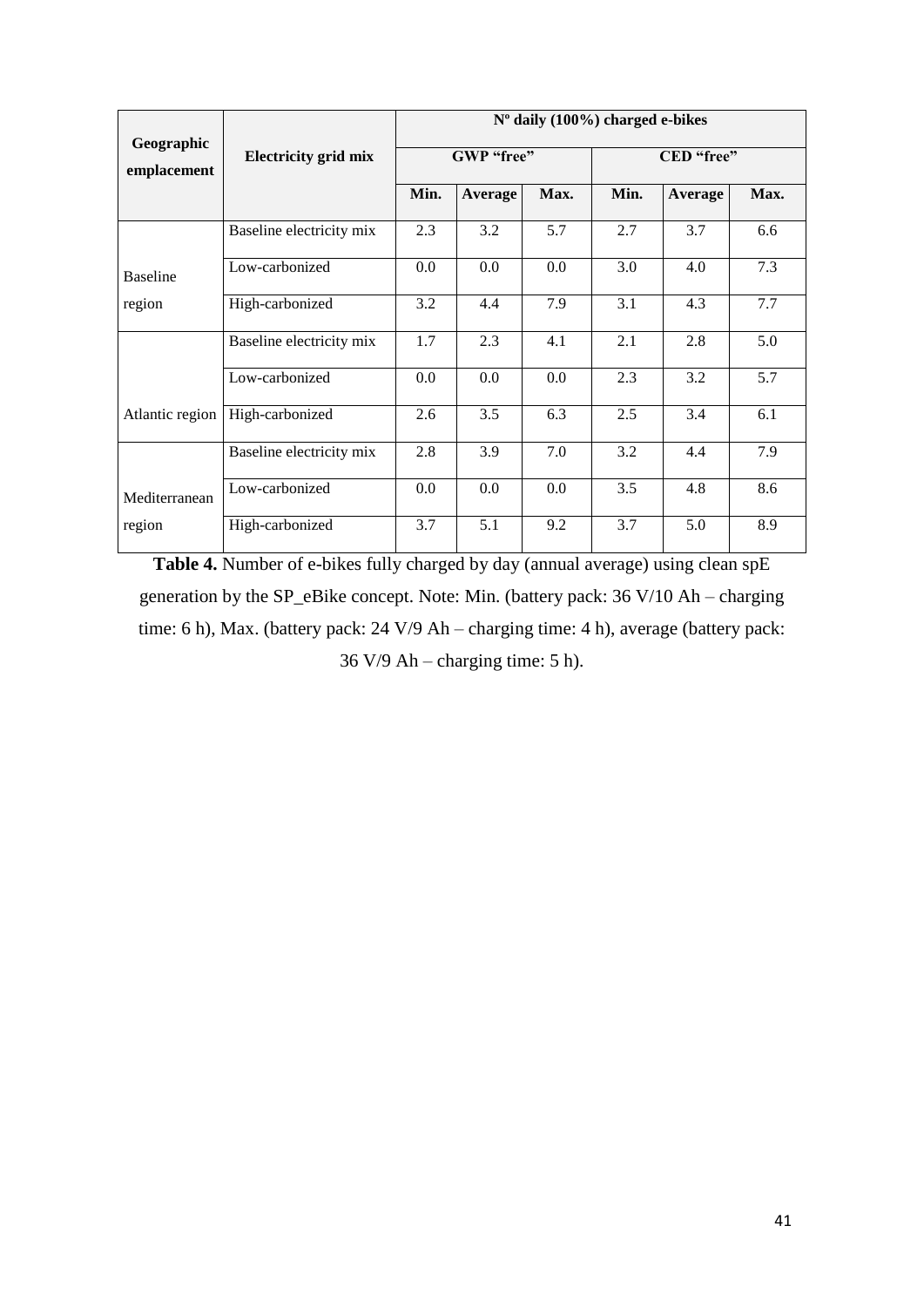| Geographic emplacement | Electricity grid mix | Nº daily (100%) charged e-bikes | | | | | |
|---|---|---|---|---|---|---|---|
| | | GWP "free" | | | CED "free" | | |
| | | Min. | Average | Max. | Min. | Average | Max. |
| Baseline region | Baseline electricity mix | 2.3 | 3.2 | 5.7 | 2.7 | 3.7 | 6.6 |
| | Low-carbonized | 0.0 | 0.0 | 0.0 | 3.0 | 4.0 | 7.3 |
| | High-carbonized | 3.2 | 4.4 | 7.9 | 3.1 | 4.3 | 7.7 |
| Atlantic region | Baseline electricity mix | 1.7 | 2.3 | 4.1 | 2.1 | 2.8 | 5.0 |
| | Low-carbonized | 0.0 | 0.0 | 0.0 | 2.3 | 3.2 | 5.7 |
| | High-carbonized | 2.6 | 3.5 | 6.3 | 2.5 | 3.4 | 6.1 |
| Mediterranean region | Baseline electricity mix | 2.8 | 3.9 | 7.0 | 3.2 | 4.4 | 7.9 |
| | Low-carbonized | 0.0 | 0.0 | 0.0 | 3.5 | 4.8 | 8.6 |
| | High-carbonized | 3.7 | 5.1 | 9.2 | 3.7 | 5.0 | 8.9 |

**Table 4.** Number of e-bikes fully charged by day (annual average) using clean spE generation by the SP_eBike concept. Note: Min. (battery pack: 36 V/10 Ah – charging time: 6 h), Max. (battery pack: 24 V/9 Ah – charging time: 4 h), average (battery pack: 36 V/9 Ah – charging time: 5 h).